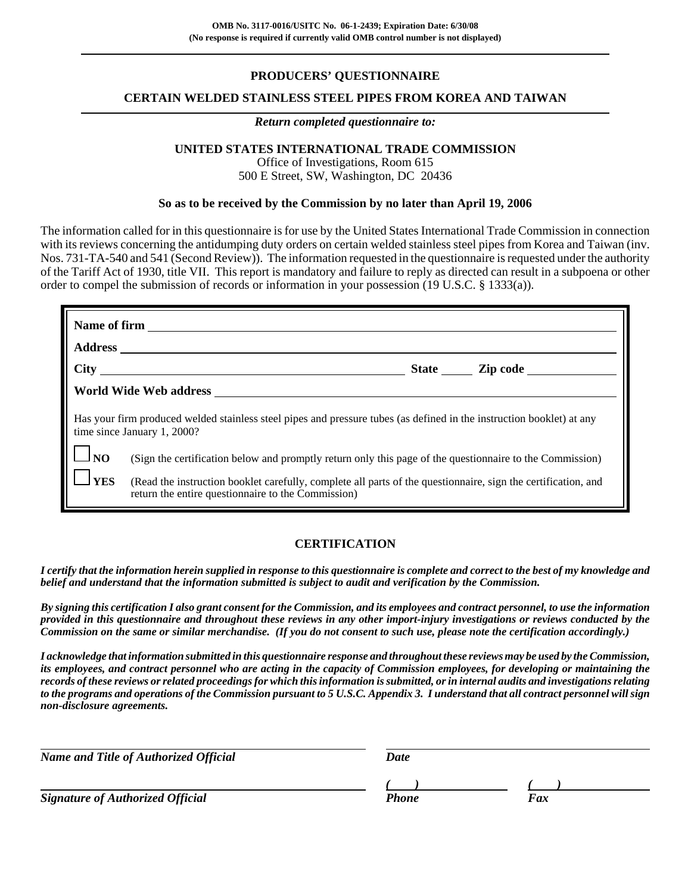**OMB No. 3117-0016/USITC No. 06-1-2439; Expiration Date: 6/30/08**
**(No response is required if currently valid OMB control number is not displayed)**

# PRODUCERS' QUESTIONNAIRE

## CERTAIN WELDED STAINLESS STEEL PIPES FROM KOREA AND TAIWAN

***Return completed questionnaire to:***

**UNITED STATES INTERNATIONAL TRADE COMMISSION**
Office of Investigations, Room 615
500 E Street, SW, Washington, DC 20436

**So as to be received by the Commission by no later than April 19, 2006**

The information called for in this questionnaire is for use by the United States International Trade Commission in connection with its reviews concerning the antidumping duty orders on certain welded stainless steel pipes from Korea and Taiwan (inv. Nos. 731-TA-540 and 541 (Second Review)). The information requested in the questionnaire is requested under the authority of the Tariff Act of 1930, title VII. This report is mandatory and failure to reply as directed can result in a subpoena or other order to compel the submission of records or information in your possession (19 U.S.C. § 1333(a)).

**Name of firm** ________________________________

**Address** ________________________________

**City** ________________________ **State** _____ **Zip code** __________

**World Wide Web address** ________________________________

Has your firm produced welded stainless steel pipes and pressure tubes (as defined in the instruction booklet) at any time since January 1, 2000?

☐ **NO** (Sign the certification below and promptly return only this page of the questionnaire to the Commission)

☐ **YES** (Read the instruction booklet carefully, complete all parts of the questionnaire, sign the certification, and return the entire questionnaire to the Commission)

## CERTIFICATION

***I certify that the information herein supplied in response to this questionnaire is complete and correct to the best of my knowledge and belief and understand that the information submitted is subject to audit and verification by the Commission.***

***By signing this certification I also grant consent for the Commission, and its employees and contract personnel, to use the information provided in this questionnaire and throughout these reviews in any other import-injury investigations or reviews conducted by the Commission on the same or similar merchandise. (If you do not consent to such use, please note the certification accordingly.)***

***I acknowledge that information submitted in this questionnaire response and throughout these reviews may be used by the Commission, its employees, and contract personnel who are acting in the capacity of Commission employees, for developing or maintaining the records of these reviews or related proceedings for which this information is submitted, or in internal audits and investigations relating to the programs and operations of the Commission pursuant to 5 U.S.C. Appendix 3. I understand that all contract personnel will sign non-disclosure agreements.***

________________________________ ________________________________
***Name and Title of Authorized Official*** ***Date***

________________________________ ***(    )*** ______________ ***(    )*** ______________
***Signature of Authorized Official*** ***Phone*** ***Fax***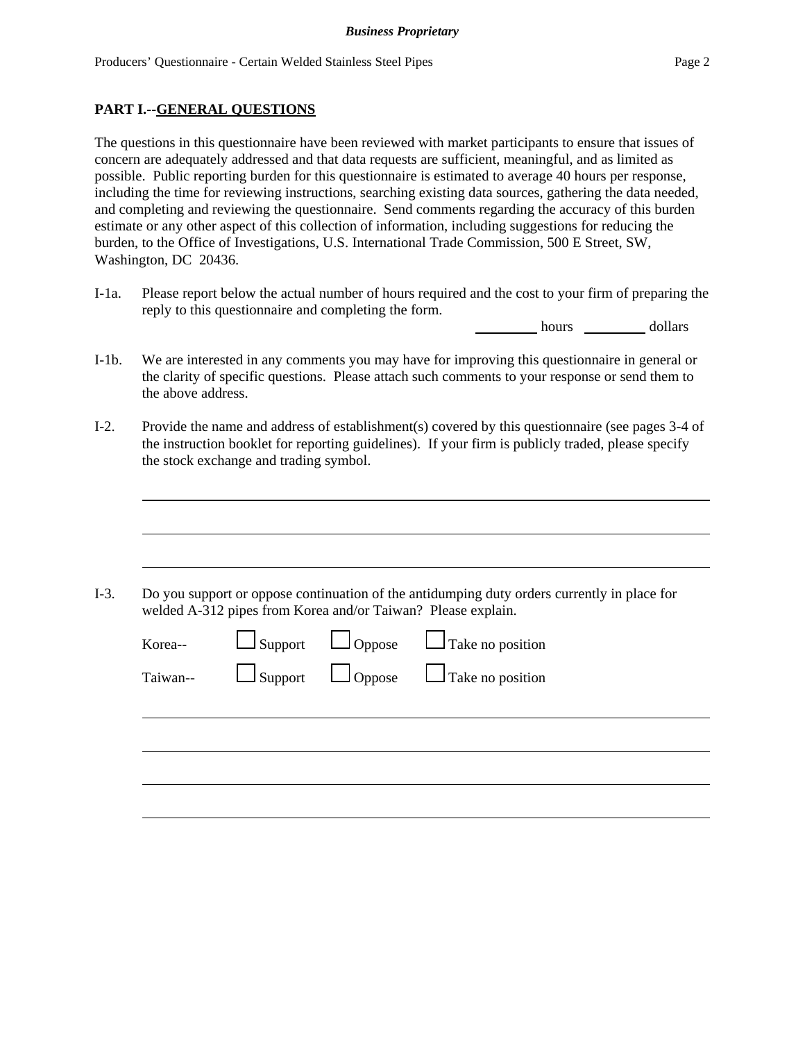**Business Proprietary**

## PART I.--GENERAL QUESTIONS

The questions in this questionnaire have been reviewed with market participants to ensure that issues of concern are adequately addressed and that data requests are sufficient, meaningful, and as limited as possible. Public reporting burden for this questionnaire is estimated to average 40 hours per response, including the time for reviewing instructions, searching existing data sources, gathering the data needed, and completing and reviewing the questionnaire. Send comments regarding the accuracy of this burden estimate or any other aspect of this collection of information, including suggestions for reducing the burden, to the Office of Investigations, U.S. International Trade Commission, 500 E Street, SW, Washington, DC 20436.

I-1a. Please report below the actual number of hours required and the cost to your firm of preparing the reply to this questionnaire and completing the form.

_________ hours _________ dollars

I-1b. We are interested in any comments you may have for improving this questionnaire in general or the clarity of specific questions. Please attach such comments to your response or send them to the above address.

I-2. Provide the name and address of establishment(s) covered by this questionnaire (see pages 3-4 of the instruction booklet for reporting guidelines). If your firm is publicly traded, please specify the stock exchange and trading symbol.

______________________________________________________________________

______________________________________________________________________

______________________________________________________________________

I-3. Do you support or oppose continuation of the antidumping duty orders currently in place for welded A-312 pipes from Korea and/or Taiwan? Please explain.

Korea-- ☐ Support ☐ Oppose ☐ Take no position

Taiwan-- ☐ Support ☐ Oppose ☐ Take no position

______________________________________________________________________

______________________________________________________________________

______________________________________________________________________

______________________________________________________________________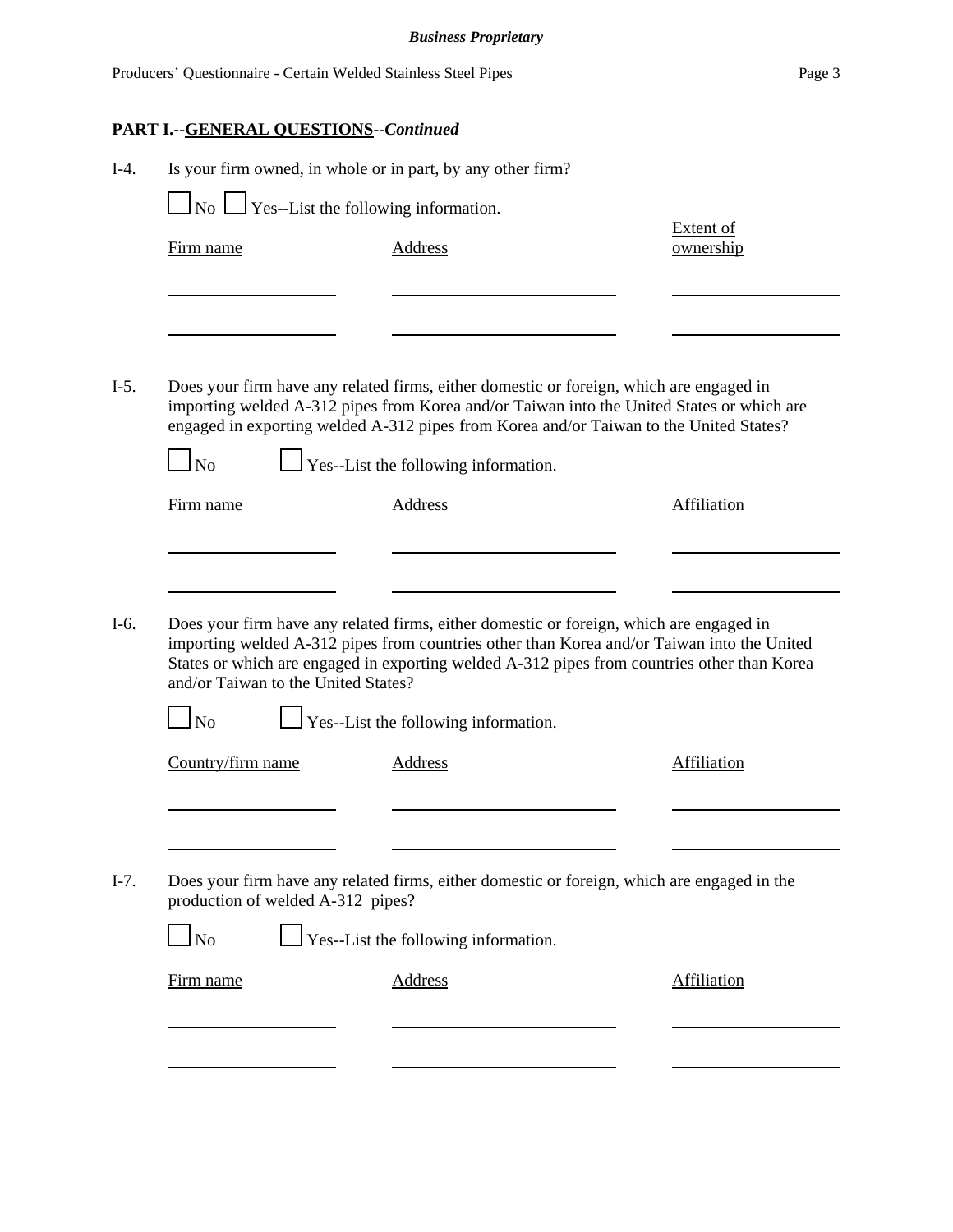## PART I.--GENERAL QUESTIONS--*Continued*

I-4. Is your firm owned, in whole or in part, by any other firm?

☐ No ☐ Yes--List the following information.

| Firm name | Address | Extent of ownership |
|---|---|---|
| | | |
| | | |

I-5. Does your firm have any related firms, either domestic or foreign, which are engaged in importing welded A-312 pipes from Korea and/or Taiwan into the United States or which are engaged in exporting welded A-312 pipes from Korea and/or Taiwan to the United States?

☐ No ☐ Yes--List the following information.

| Firm name | Address | Affiliation |
|---|---|---|
| | | |
| | | |

I-6. Does your firm have any related firms, either domestic or foreign, which are engaged in importing welded A-312 pipes from countries other than Korea and/or Taiwan into the United States or which are engaged in exporting welded A-312 pipes from countries other than Korea and/or Taiwan to the United States?

☐ No ☐ Yes--List the following information.

| Country/firm name | Address | Affiliation |
|---|---|---|
| | | |
| | | |

I-7. Does your firm have any related firms, either domestic or foreign, which are engaged in the production of welded A-312 pipes?

☐ No ☐ Yes--List the following information.

| Firm name | Address | Affiliation |
|---|---|---|
| | | |
| | | |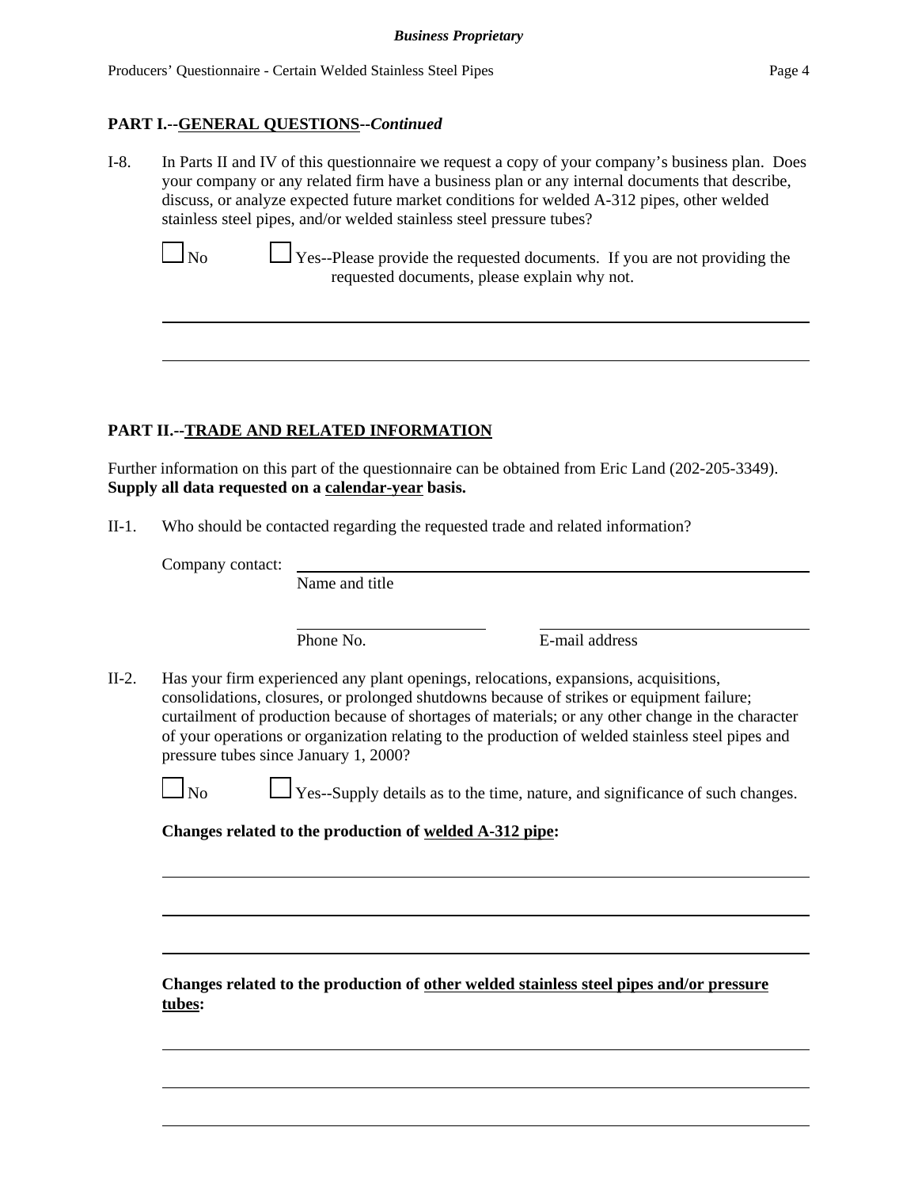**PART I.--GENERAL QUESTIONS--*Continued***

I-8. In Parts II and IV of this questionnaire we request a copy of your company's business plan. Does your company or any related firm have a business plan or any internal documents that describe, discuss, or analyze expected future market conditions for welded A-312 pipes, other welded stainless steel pipes, and/or welded stainless steel pressure tubes?

☐ No ☐ Yes--Please provide the requested documents. If you are not providing the requested documents, please explain why not.

______________________________________________________________________

______________________________________________________________________

**PART II.--TRADE AND RELATED INFORMATION**

Further information on this part of the questionnaire can be obtained from Eric Land (202-205-3349). **Supply all data requested on a calendar-year basis.**

II-1. Who should be contacted regarding the requested trade and related information?

Company contact: ______________________________________________
Name and title

______________________ ______________________
Phone No. E-mail address

II-2. Has your firm experienced any plant openings, relocations, expansions, acquisitions, consolidations, closures, or prolonged shutdowns because of strikes or equipment failure; curtailment of production because of shortages of materials; or any other change in the character of your operations or organization relating to the production of welded stainless steel pipes and pressure tubes since January 1, 2000?

☐ No ☐ Yes--Supply details as to the time, nature, and significance of such changes.

**Changes related to the production of welded A-312 pipe:**

______________________________________________________________________

______________________________________________________________________

______________________________________________________________________

**Changes related to the production of other welded stainless steel pipes and/or pressure tubes:**

______________________________________________________________________

______________________________________________________________________

______________________________________________________________________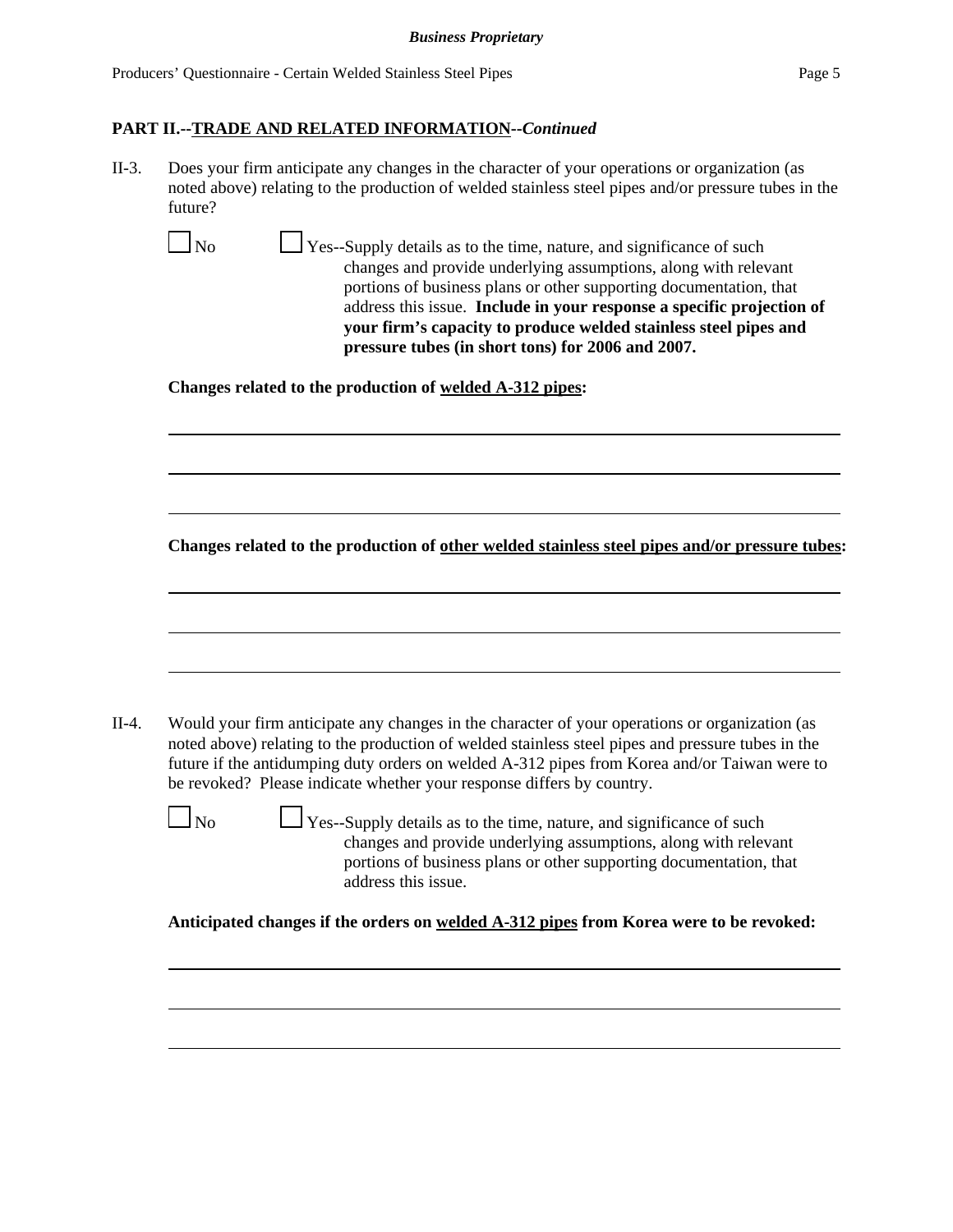## PART II.--TRADE AND RELATED INFORMATION--*Continued*

II-3. Does your firm anticipate any changes in the character of your operations or organization (as noted above) relating to the production of welded stainless steel pipes and/or pressure tubes in the future?

☐ No ☐ Yes--Supply details as to the time, nature, and significance of such changes and provide underlying assumptions, along with relevant portions of business plans or other supporting documentation, that address this issue. **Include in your response a specific projection of your firm's capacity to produce welded stainless steel pipes and pressure tubes (in short tons) for 2006 and 2007.**

**Changes related to the production of welded A-312 pipes:**

\_\_\_\_\_\_\_\_\_\_\_\_\_\_\_\_\_\_\_\_\_\_\_\_\_\_\_\_\_\_\_\_\_\_\_\_\_\_\_\_\_\_\_\_\_\_\_\_\_\_\_\_\_\_\_\_\_\_\_\_\_\_\_\_\_\_\_\_\_\_\_\_

\_\_\_\_\_\_\_\_\_\_\_\_\_\_\_\_\_\_\_\_\_\_\_\_\_\_\_\_\_\_\_\_\_\_\_\_\_\_\_\_\_\_\_\_\_\_\_\_\_\_\_\_\_\_\_\_\_\_\_\_\_\_\_\_\_\_\_\_\_\_\_\_

\_\_\_\_\_\_\_\_\_\_\_\_\_\_\_\_\_\_\_\_\_\_\_\_\_\_\_\_\_\_\_\_\_\_\_\_\_\_\_\_\_\_\_\_\_\_\_\_\_\_\_\_\_\_\_\_\_\_\_\_\_\_\_\_\_\_\_\_\_\_\_\_

**Changes related to the production of other welded stainless steel pipes and/or pressure tubes:**

\_\_\_\_\_\_\_\_\_\_\_\_\_\_\_\_\_\_\_\_\_\_\_\_\_\_\_\_\_\_\_\_\_\_\_\_\_\_\_\_\_\_\_\_\_\_\_\_\_\_\_\_\_\_\_\_\_\_\_\_\_\_\_\_\_\_\_\_\_\_\_\_

\_\_\_\_\_\_\_\_\_\_\_\_\_\_\_\_\_\_\_\_\_\_\_\_\_\_\_\_\_\_\_\_\_\_\_\_\_\_\_\_\_\_\_\_\_\_\_\_\_\_\_\_\_\_\_\_\_\_\_\_\_\_\_\_\_\_\_\_\_\_\_\_

\_\_\_\_\_\_\_\_\_\_\_\_\_\_\_\_\_\_\_\_\_\_\_\_\_\_\_\_\_\_\_\_\_\_\_\_\_\_\_\_\_\_\_\_\_\_\_\_\_\_\_\_\_\_\_\_\_\_\_\_\_\_\_\_\_\_\_\_\_\_\_\_

II-4. Would your firm anticipate any changes in the character of your operations or organization (as noted above) relating to the production of welded stainless steel pipes and pressure tubes in the future if the antidumping duty orders on welded A-312 pipes from Korea and/or Taiwan were to be revoked? Please indicate whether your response differs by country.

☐ No ☐ Yes--Supply details as to the time, nature, and significance of such changes and provide underlying assumptions, along with relevant portions of business plans or other supporting documentation, that address this issue.

**Anticipated changes if the orders on welded A-312 pipes from Korea were to be revoked:**

\_\_\_\_\_\_\_\_\_\_\_\_\_\_\_\_\_\_\_\_\_\_\_\_\_\_\_\_\_\_\_\_\_\_\_\_\_\_\_\_\_\_\_\_\_\_\_\_\_\_\_\_\_\_\_\_\_\_\_\_\_\_\_\_\_\_\_\_\_\_\_\_

\_\_\_\_\_\_\_\_\_\_\_\_\_\_\_\_\_\_\_\_\_\_\_\_\_\_\_\_\_\_\_\_\_\_\_\_\_\_\_\_\_\_\_\_\_\_\_\_\_\_\_\_\_\_\_\_\_\_\_\_\_\_\_\_\_\_\_\_\_\_\_\_

\_\_\_\_\_\_\_\_\_\_\_\_\_\_\_\_\_\_\_\_\_\_\_\_\_\_\_\_\_\_\_\_\_\_\_\_\_\_\_\_\_\_\_\_\_\_\_\_\_\_\_\_\_\_\_\_\_\_\_\_\_\_\_\_\_\_\_\_\_\_\_\_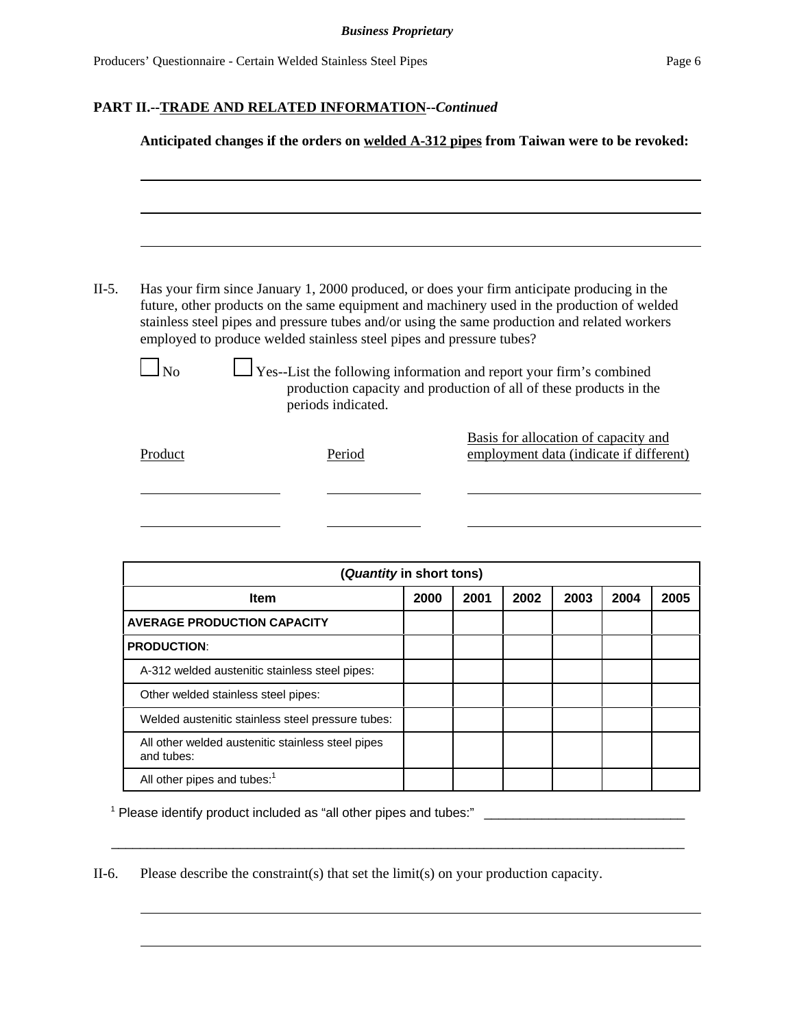**PART II.--TRADE AND RELATED INFORMATION--*Continued***

**Anticipated changes if the orders on welded A-312 pipes from Taiwan were to be revoked:**

______________________________________________________________________

______________________________________________________________________

______________________________________________________________________

II-5. Has your firm since January 1, 2000 produced, or does your firm anticipate producing in the future, other products on the same equipment and machinery used in the production of welded stainless steel pipes and pressure tubes and/or using the same production and related workers employed to produce welded stainless steel pipes and pressure tubes?

☐ No ☐ Yes--List the following information and report your firm's combined production capacity and production of all of these products in the periods indicated.

| Product | Period | Basis for allocation of capacity and employment data (indicate if different) |
|---|---|---|
| | | |
| | | |

| (*Quantity* in short tons) | | | | | | |
|---|---|---|---|---|---|---|
| **Item** | **2000** | **2001** | **2002** | **2003** | **2004** | **2005** |
| **AVERAGE PRODUCTION CAPACITY** | | | | | | |
| **PRODUCTION**: | | | | | | |
| A-312 welded austenitic stainless steel pipes: | | | | | | |
| Other welded stainless steel pipes: | | | | | | |
| Welded austenitic stainless steel pressure tubes: | | | | | | |
| All other welded austenitic stainless steel pipes and tubes: | | | | | | |
| All other pipes and tubes:[1] | | | | | | |

[1] Please identify product included as "all other pipes and tubes:" ____________________________

______________________________________________________________________

II-6. Please describe the constraint(s) that set the limit(s) on your production capacity.

______________________________________________________________________

______________________________________________________________________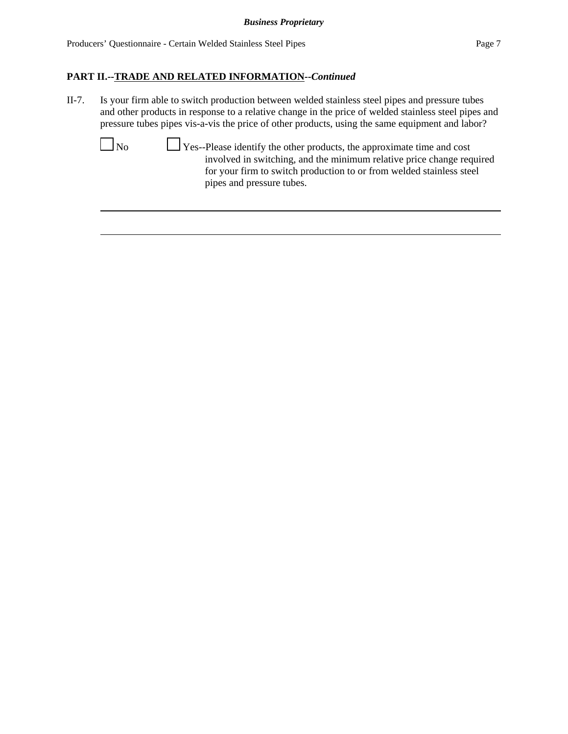**PART II.--TRADE AND RELATED INFORMATION--*Continued***

II-7. Is your firm able to switch production between welded stainless steel pipes and pressure tubes and other products in response to a relative change in the price of welded stainless steel pipes and pressure tubes pipes vis-a-vis the price of other products, using the same equipment and labor?

☐ No ☐ Yes--Please identify the other products, the approximate time and cost involved in switching, and the minimum relative price change required for your firm to switch production to or from welded stainless steel pipes and pressure tubes.

_______________________________________________________________________________

_______________________________________________________________________________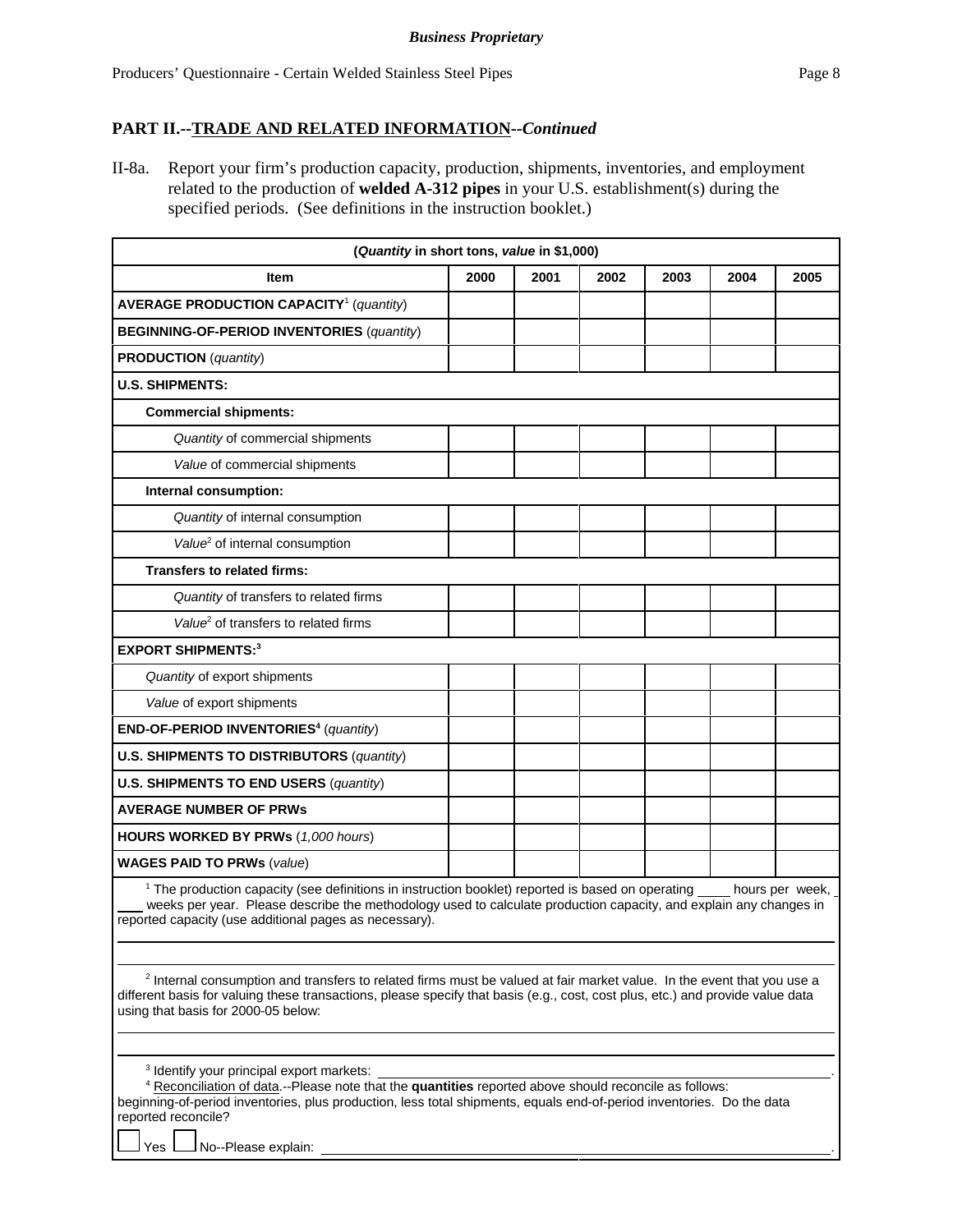*Business Proprietary*

## PART II.--TRADE AND RELATED INFORMATION--*Continued*

II-8a. Report your firm's production capacity, production, shipments, inventories, and employment related to the production of **welded A-312 pipes** in your U.S. establishment(s) during the specified periods. (See definitions in the instruction booklet.)

| (*Quantity* in short tons, *value* in $1,000) | | | | | | |
|---|---|---|---|---|---|---|
| **Item** | **2000** | **2001** | **2002** | **2003** | **2004** | **2005** |
| **AVERAGE PRODUCTION CAPACITY**[1] (*quantity*) | | | | | | |
| **BEGINNING-OF-PERIOD INVENTORIES** (*quantity*) | | | | | | |
| **PRODUCTION** (*quantity*) | | | | | | |
| **U.S. SHIPMENTS:** | | | | | | |
| **Commercial shipments:** | | | | | | |
| *Quantity* of commercial shipments | | | | | | |
| *Value* of commercial shipments | | | | | | |
| **Internal consumption:** | | | | | | |
| *Quantity* of internal consumption | | | | | | |
| *Value*[2] of internal consumption | | | | | | |
| **Transfers to related firms:** | | | | | | |
| *Quantity* of transfers to related firms | | | | | | |
| *Value*[2] of transfers to related firms | | | | | | |
| **EXPORT SHIPMENTS:**[3] | | | | | | |
| *Quantity* of export shipments | | | | | | |
| *Value* of export shipments | | | | | | |
| **END-OF-PERIOD INVENTORIES**[4] (*quantity*) | | | | | | |
| **U.S. SHIPMENTS TO DISTRIBUTORS** (*quantity*) | | | | | | |
| **U.S. SHIPMENTS TO END USERS** (*quantity*) | | | | | | |
| **AVERAGE NUMBER OF PRWs** | | | | | | |
| **HOURS WORKED BY PRWs** (*1,000 hours*) | | | | | | |
| **WAGES PAID TO PRWs** (*value*) | | | | | | |

[1] The production capacity (see definitions in instruction booklet) reported is based on operating ____ hours per week, ____ weeks per year. Please describe the methodology used to calculate production capacity, and explain any changes in reported capacity (use additional pages as necessary).

______________________________________________________________________

______________________________________________________________________

[2] Internal consumption and transfers to related firms must be valued at fair market value. In the event that you use a different basis for valuing these transactions, please specify that basis (e.g., cost, cost plus, etc.) and provide value data using that basis for 2000-05 below:

______________________________________________________________________

______________________________________________________________________

[3] Identify your principal export markets: ______________________________________________.

[4] Reconciliation of data.--Please note that the **quantities** reported above should reconcile as follows: beginning-of-period inventories, plus production, less total shipments, equals end-of-period inventories. Do the data reported reconcile?

☐ Yes ☐ No--Please explain: ______________________________________________.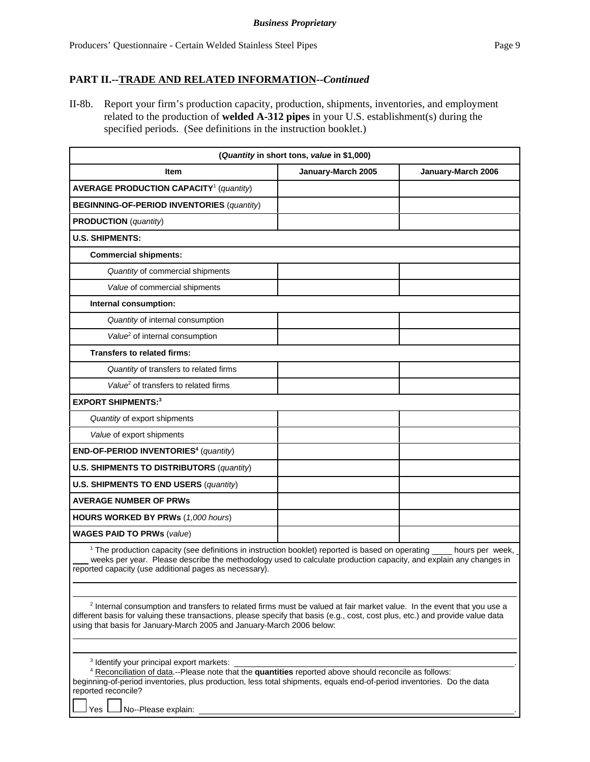**Business Proprietary**

## PART II.--TRADE AND RELATED INFORMATION--*Continued*

II-8b. Report your firm's production capacity, production, shipments, inventories, and employment related to the production of **welded A-312 pipes** in your U.S. establishment(s) during the specified periods. (See definitions in the instruction booklet.)

| (*Quantity* in short tons, *value* in $1,000) | | |
|---|---|---|
| **Item** | **January-March 2005** | **January-March 2006** |
| **AVERAGE PRODUCTION CAPACITY**[1] (*quantity*) | | |
| **BEGINNING-OF-PERIOD INVENTORIES** (*quantity*) | | |
| **PRODUCTION** (*quantity*) | | |
| **U.S. SHIPMENTS:** | | |
| **Commercial shipments:** | | |
| *Quantity* of commercial shipments | | |
| *Value* of commercial shipments | | |
| **Internal consumption:** | | |
| *Quantity* of internal consumption | | |
| *Value*[2] of internal consumption | | |
| **Transfers to related firms:** | | |
| *Quantity* of transfers to related firms | | |
| *Value*[2] of transfers to related firms | | |
| **EXPORT SHIPMENTS:**[3] | | |
| *Quantity* of export shipments | | |
| *Value* of export shipments | | |
| **END-OF-PERIOD INVENTORIES**[4] (*quantity*) | | |
| **U.S. SHIPMENTS TO DISTRIBUTORS** (*quantity*) | | |
| **U.S. SHIPMENTS TO END USERS** (*quantity*) | | |
| **AVERAGE NUMBER OF PRWs** | | |
| **HOURS WORKED BY PRWs** (*1,000 hours*) | | |
| **WAGES PAID TO PRWs** (*value*) | | |

[1] The production capacity (see definitions in instruction booklet) reported is based on operating ____ hours per week, ____ weeks per year. Please describe the methodology used to calculate production capacity, and explain any changes in reported capacity (use additional pages as necessary).

______________________________________________________________________

______________________________________________________________________

[2] Internal consumption and transfers to related firms must be valued at fair market value. In the event that you use a different basis for valuing these transactions, please specify that basis (e.g., cost, cost plus, etc.) and provide value data using that basis for January-March 2005 and January-March 2006 below:

______________________________________________________________________

______________________________________________________________________

[3] Identify your principal export markets: ______________________________________________.

[4] Reconciliation of data.--Please note that the **quantities** reported above should reconcile as follows: beginning-of-period inventories, plus production, less total shipments, equals end-of-period inventories. Do the data reported reconcile?

☐ Yes ☐ No--Please explain: ______________________________________________.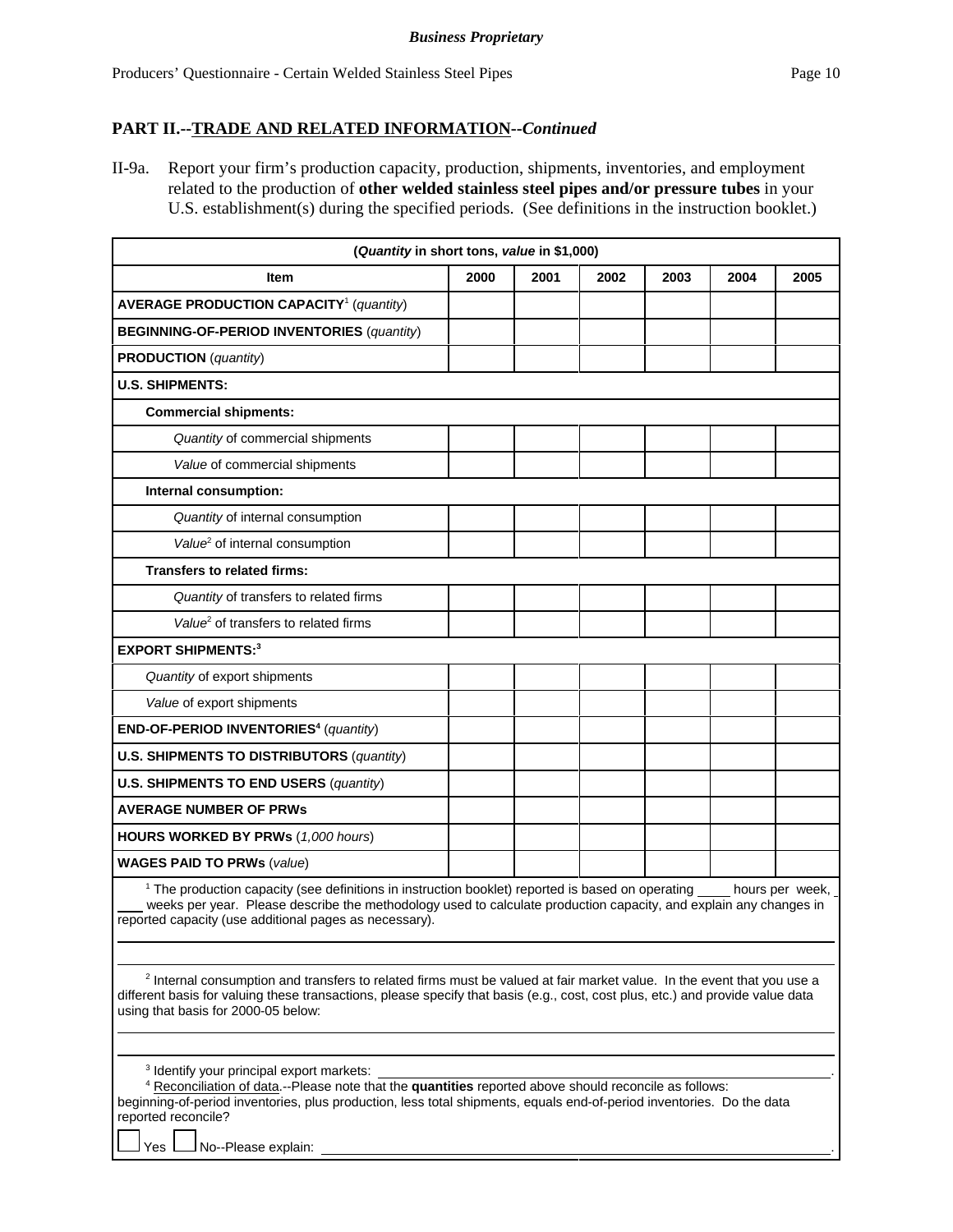**Business Proprietary**

## PART II.--TRADE AND RELATED INFORMATION--*Continued*

II-9a. Report your firm's production capacity, production, shipments, inventories, and employment related to the production of **other welded stainless steel pipes and/or pressure tubes** in your U.S. establishment(s) during the specified periods. (See definitions in the instruction booklet.)

| (*Quantity* in short tons, *value* in $1,000) | | | | | | |
|---|---|---|---|---|---|---|
| **Item** | **2000** | **2001** | **2002** | **2003** | **2004** | **2005** |
| **AVERAGE PRODUCTION CAPACITY**[1] (*quantity*) | | | | | | |
| **BEGINNING-OF-PERIOD INVENTORIES** (*quantity*) | | | | | | |
| **PRODUCTION** (*quantity*) | | | | | | |
| **U.S. SHIPMENTS:** | | | | | | |
| **Commercial shipments:** | | | | | | |
| *Quantity* of commercial shipments | | | | | | |
| *Value* of commercial shipments | | | | | | |
| **Internal consumption:** | | | | | | |
| *Quantity* of internal consumption | | | | | | |
| *Value*[2] of internal consumption | | | | | | |
| **Transfers to related firms:** | | | | | | |
| *Quantity* of transfers to related firms | | | | | | |
| *Value*[2] of transfers to related firms | | | | | | |
| **EXPORT SHIPMENTS:**[3] | | | | | | |
| *Quantity* of export shipments | | | | | | |
| *Value* of export shipments | | | | | | |
| **END-OF-PERIOD INVENTORIES**[4] (*quantity*) | | | | | | |
| **U.S. SHIPMENTS TO DISTRIBUTORS** (*quantity*) | | | | | | |
| **U.S. SHIPMENTS TO END USERS** (*quantity*) | | | | | | |
| **AVERAGE NUMBER OF PRWs** | | | | | | |
| **HOURS WORKED BY PRWs** (*1,000 hours*) | | | | | | |
| **WAGES PAID TO PRWs** (*value*) | | | | | | |

[1] The production capacity (see definitions in instruction booklet) reported is based on operating ____ hours per week, ____ weeks per year. Please describe the methodology used to calculate production capacity, and explain any changes in reported capacity (use additional pages as necessary).

______________________________________________________________________

______________________________________________________________________

[2] Internal consumption and transfers to related firms must be valued at fair market value. In the event that you use a different basis for valuing these transactions, please specify that basis (e.g., cost, cost plus, etc.) and provide value data using that basis for 2000-05 below:

______________________________________________________________________

______________________________________________________________________

[3] Identify your principal export markets: ______________________________________________.

[4] Reconciliation of data.--Please note that the **quantities** reported above should reconcile as follows: beginning-of-period inventories, plus production, less total shipments, equals end-of-period inventories. Do the data reported reconcile?

☐ Yes ☐ No--Please explain: ______________________________________________.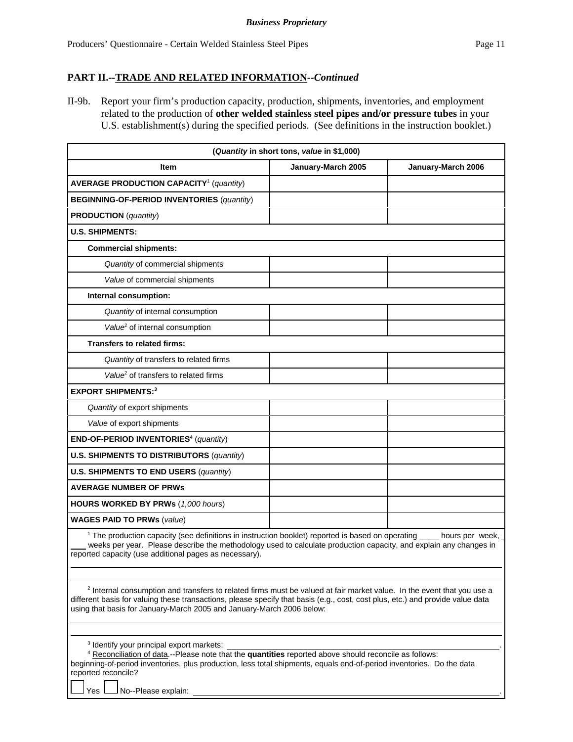*Business Proprietary*

## PART II.--TRADE AND RELATED INFORMATION--*Continued*

II-9b. Report your firm's production capacity, production, shipments, inventories, and employment related to the production of **other welded stainless steel pipes and/or pressure tubes** in your U.S. establishment(s) during the specified periods. (See definitions in the instruction booklet.)

| (*Quantity* in short tons, *value* in $1,000) | | |
|---|---|---|
| **Item** | **January-March 2005** | **January-March 2006** |
| **AVERAGE PRODUCTION CAPACITY**[1] (*quantity*) | | |
| **BEGINNING-OF-PERIOD INVENTORIES** (*quantity*) | | |
| **PRODUCTION** (*quantity*) | | |
| **U.S. SHIPMENTS:** | | |
| **Commercial shipments:** | | |
| *Quantity* of commercial shipments | | |
| *Value* of commercial shipments | | |
| **Internal consumption:** | | |
| *Quantity* of internal consumption | | |
| *Value*[2] of internal consumption | | |
| **Transfers to related firms:** | | |
| *Quantity* of transfers to related firms | | |
| *Value*[2] of transfers to related firms | | |
| **EXPORT SHIPMENTS:**[3] | | |
| *Quantity* of export shipments | | |
| *Value* of export shipments | | |
| **END-OF-PERIOD INVENTORIES**[4] (*quantity*) | | |
| **U.S. SHIPMENTS TO DISTRIBUTORS** (*quantity*) | | |
| **U.S. SHIPMENTS TO END USERS** (*quantity*) | | |
| **AVERAGE NUMBER OF PRWs** | | |
| **HOURS WORKED BY PRWs** (*1,000 hours*) | | |
| **WAGES PAID TO PRWs** (*value*) | | |

[1] The production capacity (see definitions in instruction booklet) reported is based on operating ____ hours per week, ___ weeks per year. Please describe the methodology used to calculate production capacity, and explain any changes in reported capacity (use additional pages as necessary).

______________________________________________________________________

______________________________________________________________________

[2] Internal consumption and transfers to related firms must be valued at fair market value. In the event that you use a different basis for valuing these transactions, please specify that basis (e.g., cost, cost plus, etc.) and provide value data using that basis for January-March 2005 and January-March 2006 below:

______________________________________________________________________

______________________________________________________________________

[3] Identify your principal export markets: ______________________________________________.

[4] Reconciliation of data.--Please note that the **quantities** reported above should reconcile as follows: beginning-of-period inventories, plus production, less total shipments, equals end-of-period inventories. Do the data reported reconcile?

☐ Yes ☐ No--Please explain: ______________________________________________.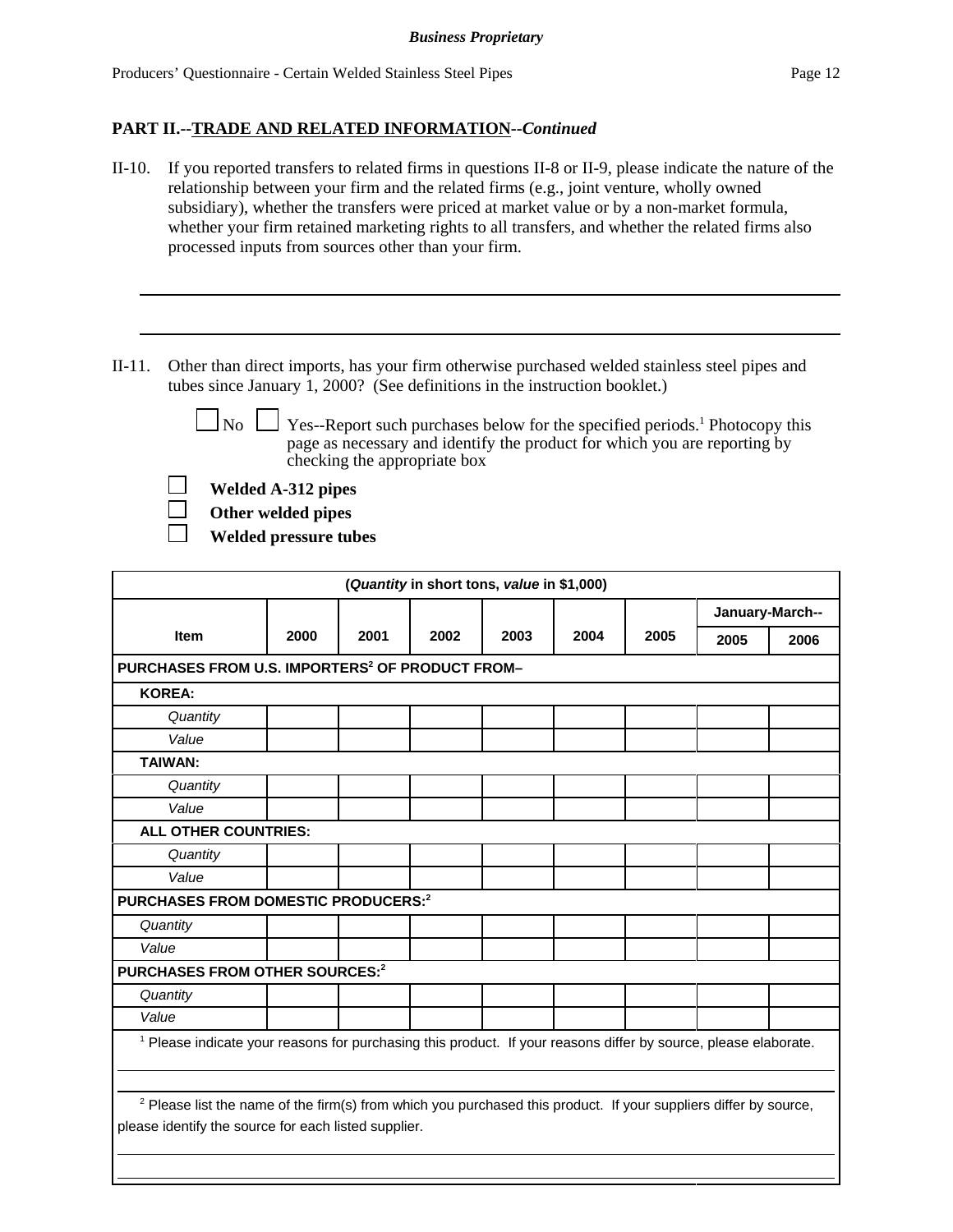**PART II.--TRADE AND RELATED INFORMATION--*Continued***

II-10. If you reported transfers to related firms in questions II-8 or II-9, please indicate the nature of the relationship between your firm and the related firms (e.g., joint venture, wholly owned subsidiary), whether the transfers were priced at market value or by a non-market formula, whether your firm retained marketing rights to all transfers, and whether the related firms also processed inputs from sources other than your firm.

______________________________________________________________________________

______________________________________________________________________________

II-11. Other than direct imports, has your firm otherwise purchased welded stainless steel pipes and tubes since January 1, 2000? (See definitions in the instruction booklet.)

☐ No ☐ Yes--Report such purchases below for the specified periods.[1] Photocopy this page as necessary and identify the product for which you are reporting by checking the appropriate box

☐ **Welded A-312 pipes**
☐ **Other welded pipes**
☐ **Welded pressure tubes**

| (*Quantity* in short tons, *value* in $1,000) | | | | | | | | |
|---|---|---|---|---|---|---|---|---|
| | | | | | | | January-March-- | |
| Item | 2000 | 2001 | 2002 | 2003 | 2004 | 2005 | 2005 | 2006 |
| **PURCHASES FROM U.S. IMPORTERS[2] OF PRODUCT FROM–** | | | | | | | | |
| **KOREA:** | | | | | | | | |
| *Quantity* | | | | | | | | |
| *Value* | | | | | | | | |
| **TAIWAN:** | | | | | | | | |
| *Quantity* | | | | | | | | |
| *Value* | | | | | | | | |
| **ALL OTHER COUNTRIES:** | | | | | | | | |
| *Quantity* | | | | | | | | |
| *Value* | | | | | | | | |
| **PURCHASES FROM DOMESTIC PRODUCERS:[2]** | | | | | | | | |
| *Quantity* | | | | | | | | |
| *Value* | | | | | | | | |
| **PURCHASES FROM OTHER SOURCES:[2]** | | | | | | | | |
| *Quantity* | | | | | | | | |
| *Value* | | | | | | | | |

[1] Please indicate your reasons for purchasing this product. If your reasons differ by source, please elaborate.

______________________________________________________________________________

______________________________________________________________________________

[2] Please list the name of the firm(s) from which you purchased this product. If your suppliers differ by source, please identify the source for each listed supplier.

______________________________________________________________________________

______________________________________________________________________________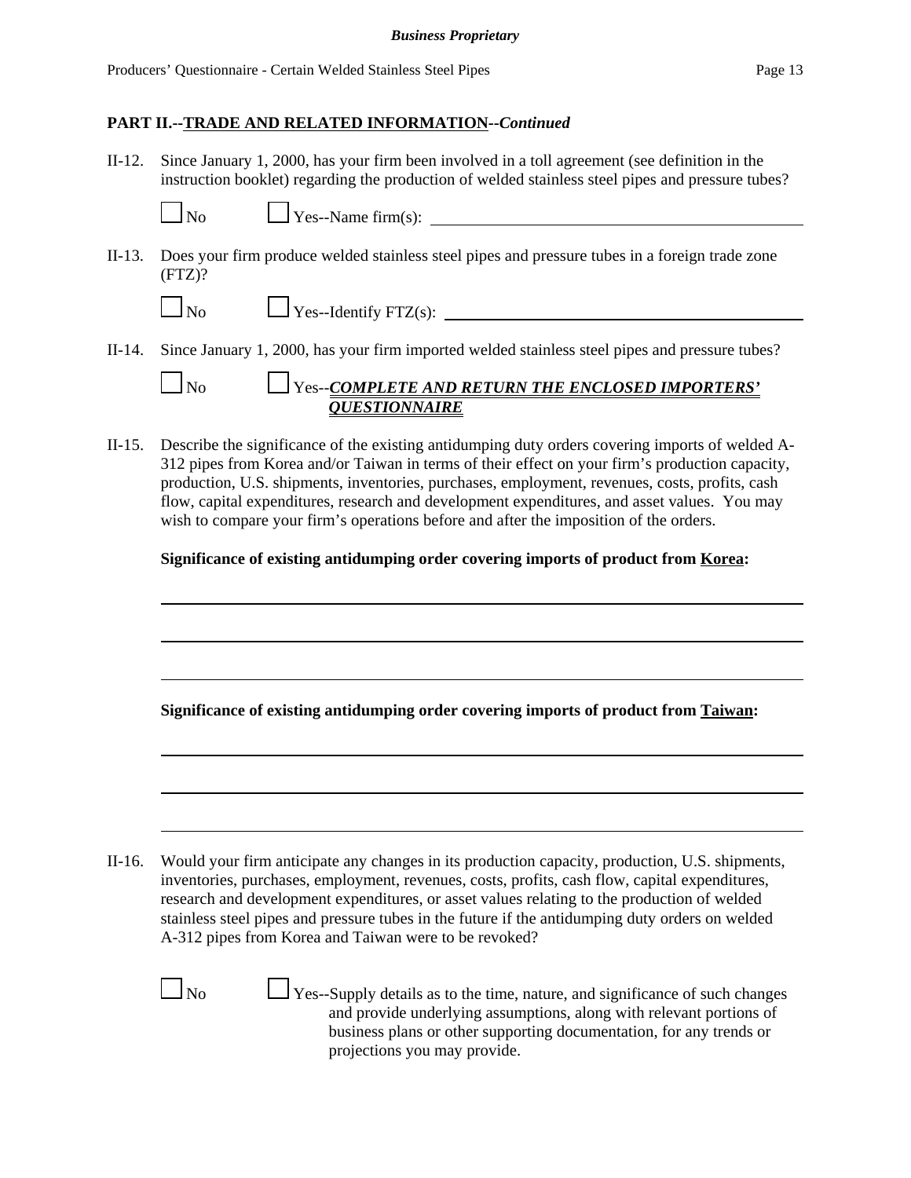## PART II.--TRADE AND RELATED INFORMATION--*Continued*

II-12. Since January 1, 2000, has your firm been involved in a toll agreement (see definition in the instruction booklet) regarding the production of welded stainless steel pipes and pressure tubes?

☐ No ☐ Yes--Name firm(s): ________________________________________

II-13. Does your firm produce welded stainless steel pipes and pressure tubes in a foreign trade zone (FTZ)?

☐ No ☐ Yes--Identify FTZ(s): ________________________________________

II-14. Since January 1, 2000, has your firm imported welded stainless steel pipes and pressure tubes?

☐ No ☐ Yes--***COMPLETE AND RETURN THE ENCLOSED IMPORTERS' QUESTIONNAIRE***

II-15. Describe the significance of the existing antidumping duty orders covering imports of welded A-312 pipes from Korea and/or Taiwan in terms of their effect on your firm's production capacity, production, U.S. shipments, inventories, purchases, employment, revenues, costs, profits, cash flow, capital expenditures, research and development expenditures, and asset values. You may wish to compare your firm's operations before and after the imposition of the orders.

**Significance of existing antidumping order covering imports of product from Korea:**

________________________________________________________________________

________________________________________________________________________

________________________________________________________________________

**Significance of existing antidumping order covering imports of product from Taiwan:**

________________________________________________________________________

________________________________________________________________________

________________________________________________________________________

II-16. Would your firm anticipate any changes in its production capacity, production, U.S. shipments, inventories, purchases, employment, revenues, costs, profits, cash flow, capital expenditures, research and development expenditures, or asset values relating to the production of welded stainless steel pipes and pressure tubes in the future if the antidumping duty orders on welded A-312 pipes from Korea and Taiwan were to be revoked?

☐ No ☐ Yes--Supply details as to the time, nature, and significance of such changes and provide underlying assumptions, along with relevant portions of business plans or other supporting documentation, for any trends or projections you may provide.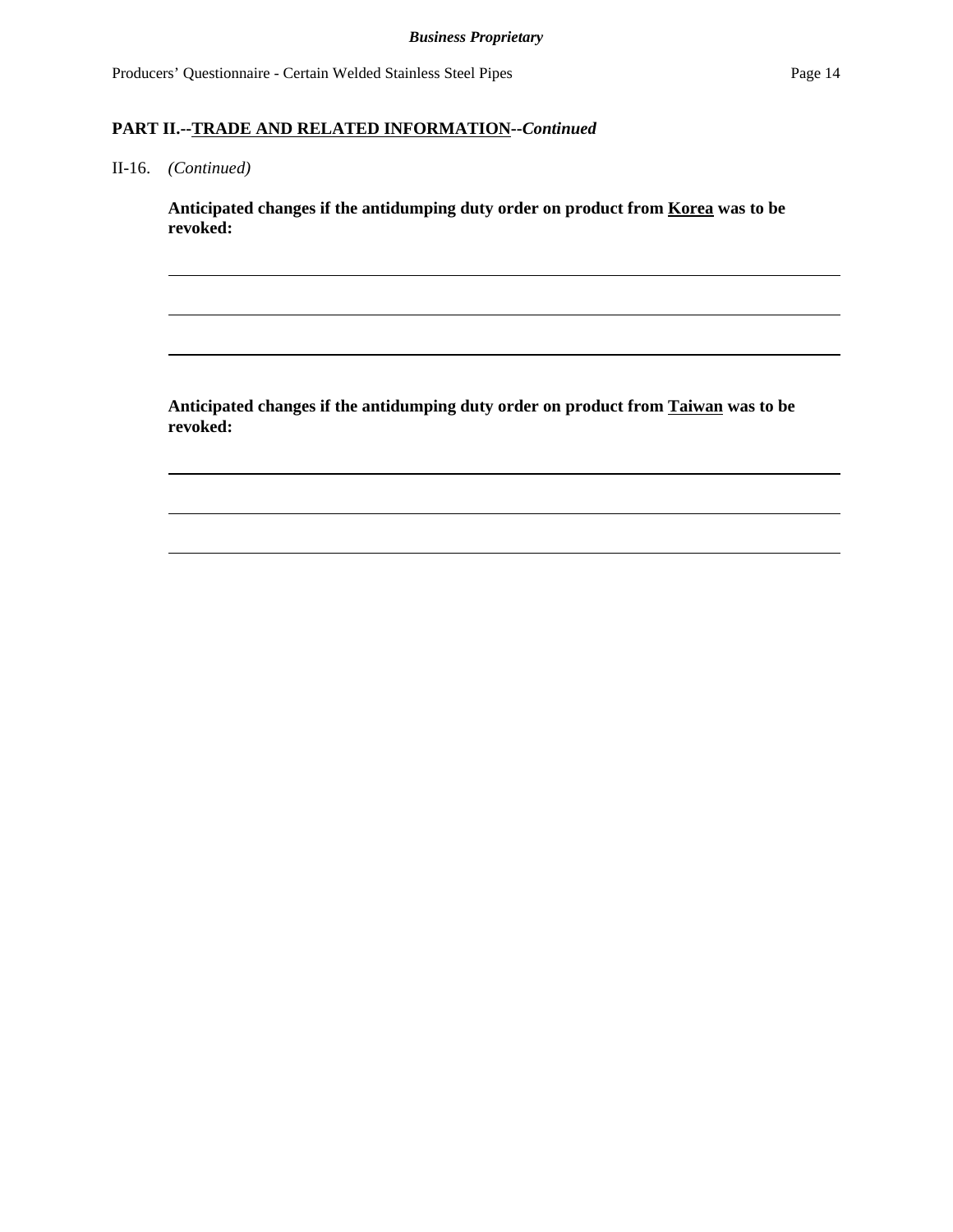## PART II.--TRADE AND RELATED INFORMATION--*Continued*

II-16. *(Continued)*

**Anticipated changes if the antidumping duty order on product from Korea was to be revoked:**

______________________________________________________________________________

______________________________________________________________________________

______________________________________________________________________________

**Anticipated changes if the antidumping duty order on product from Taiwan was to be revoked:**

______________________________________________________________________________

______________________________________________________________________________

______________________________________________________________________________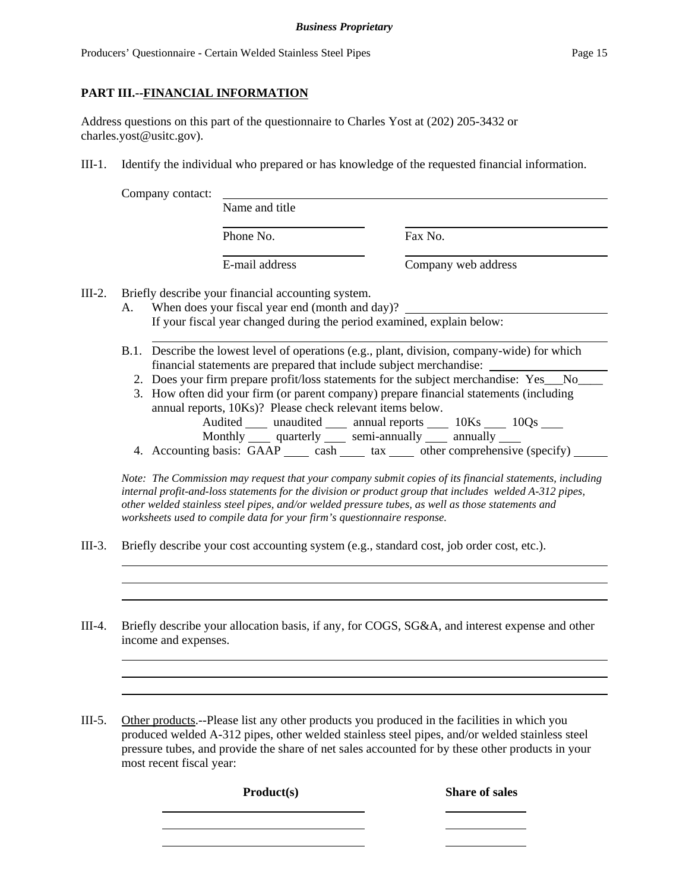## PART III.--FINANCIAL INFORMATION

Address questions on this part of the questionnaire to Charles Yost at (202) 205-3432 or charles.yost@usitc.gov).

III-1. Identify the individual who prepared or has knowledge of the requested financial information.

Company contact: ______________________________________________
Name and title

______________________ ______________________
Phone No. Fax No.

______________________ ______________________
E-mail address Company web address

III-2. Briefly describe your financial accounting system.

A. When does your fiscal year end (month and day)? ______________________
If your fiscal year changed during the period examined, explain below:
______________________________________________

B.1. Describe the lowest level of operations (e.g., plant, division, company-wide) for which financial statements are prepared that include subject merchandise: ______________

2. Does your firm prepare profit/loss statements for the subject merchandise: Yes___No____

3. How often did your firm (or parent company) prepare financial statements (including annual reports, 10Ks)? Please check relevant items below.
Audited ___ unaudited ___ annual reports ___ 10Ks ___ 10Qs ___
Monthly ___ quarterly ___ semi-annually ___ annually ___

4. Accounting basis: GAAP ____ cash ____ tax ____ other comprehensive (specify) _____

*Note: The Commission may request that your company submit copies of its financial statements, including internal profit-and-loss statements for the division or product group that includes welded A-312 pipes, other welded stainless steel pipes, and/or welded pressure tubes, as well as those statements and worksheets used to compile data for your firm's questionnaire response.*

III-3. Briefly describe your cost accounting system (e.g., standard cost, job order cost, etc.).

______________________________________________
______________________________________________
______________________________________________

III-4. Briefly describe your allocation basis, if any, for COGS, SG&A, and interest expense and other income and expenses.

______________________________________________
______________________________________________
______________________________________________

III-5. Other products.--Please list any other products you produced in the facilities in which you produced welded A-312 pipes, other welded stainless steel pipes, and/or welded stainless steel pressure tubes, and provide the share of net sales accounted for by these other products in your most recent fiscal year:

| Product(s) | Share of sales |
|---|---|
| | |
| | |
| | |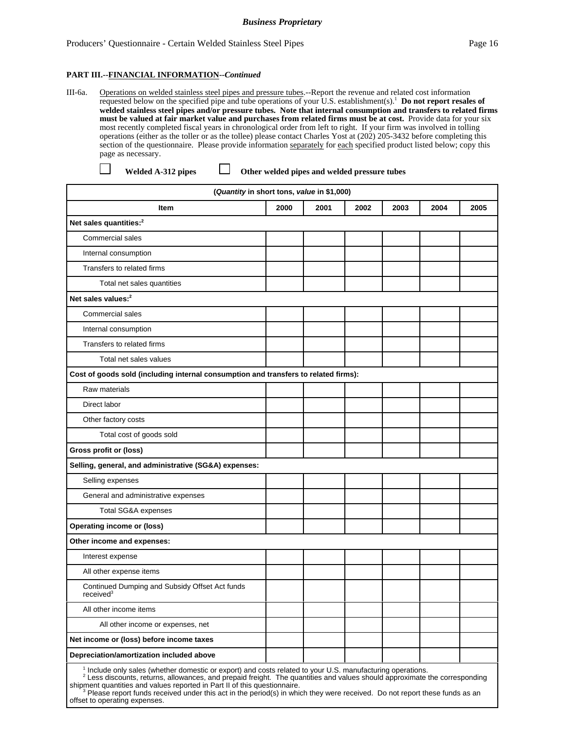*Business Proprietary*

**PART III.--FINANCIAL INFORMATION--*Continued***

III-6a. Operations on welded stainless steel pipes and pressure tubes.--Report the revenue and related cost information requested below on the specified pipe and tube operations of your U.S. establishment(s).[1] **Do not report resales of welded stainless steel pipes and/or pressure tubes. Note that internal consumption and transfers to related firms must be valued at fair market value and purchases from related firms must be at cost.** Provide data for your six most recently completed fiscal years in chronological order from left to right. If your firm was involved in tolling operations (either as the toller or as the tollee) please contact Charles Yost at (202) 205-3432 before completing this section of the questionnaire. Please provide information separately for each specified product listed below; copy this page as necessary.

☐ **Welded A-312 pipes** ☐ **Other welded pipes and welded pressure tubes**

| (*Quantity* in short tons, *value* in $1,000) | | | | | | |
|---|---|---|---|---|---|---|
| **Item** | **2000** | **2001** | **2002** | **2003** | **2004** | **2005** |
| **Net sales quantities:**[2] | | | | | | |
| Commercial sales | | | | | | |
| Internal consumption | | | | | | |
| Transfers to related firms | | | | | | |
| Total net sales quantities | | | | | | |
| **Net sales values:**[2] | | | | | | |
| Commercial sales | | | | | | |
| Internal consumption | | | | | | |
| Transfers to related firms | | | | | | |
| Total net sales values | | | | | | |
| **Cost of goods sold (including internal consumption and transfers to related firms):** | | | | | | |
| Raw materials | | | | | | |
| Direct labor | | | | | | |
| Other factory costs | | | | | | |
| Total cost of goods sold | | | | | | |
| **Gross profit or (loss)** | | | | | | |
| **Selling, general, and administrative (SG&A) expenses:** | | | | | | |
| Selling expenses | | | | | | |
| General and administrative expenses | | | | | | |
| Total SG&A expenses | | | | | | |
| **Operating income or (loss)** | | | | | | |
| **Other income and expenses:** | | | | | | |
| Interest expense | | | | | | |
| All other expense items | | | | | | |
| Continued Dumping and Subsidy Offset Act funds received[3] | | | | | | |
| All other income items | | | | | | |
| All other income or expenses, net | | | | | | |
| **Net income or (loss) before income taxes** | | | | | | |
| **Depreciation/amortization included above** | | | | | | |

[1] Include only sales (whether domestic or export) and costs related to your U.S. manufacturing operations.
[2] Less discounts, returns, allowances, and prepaid freight. The quantities and values should approximate the corresponding shipment quantities and values reported in Part II of this questionnaire.
[3] Please report funds received under this act in the period(s) in which they were received. Do not report these funds as an offset to operating expenses.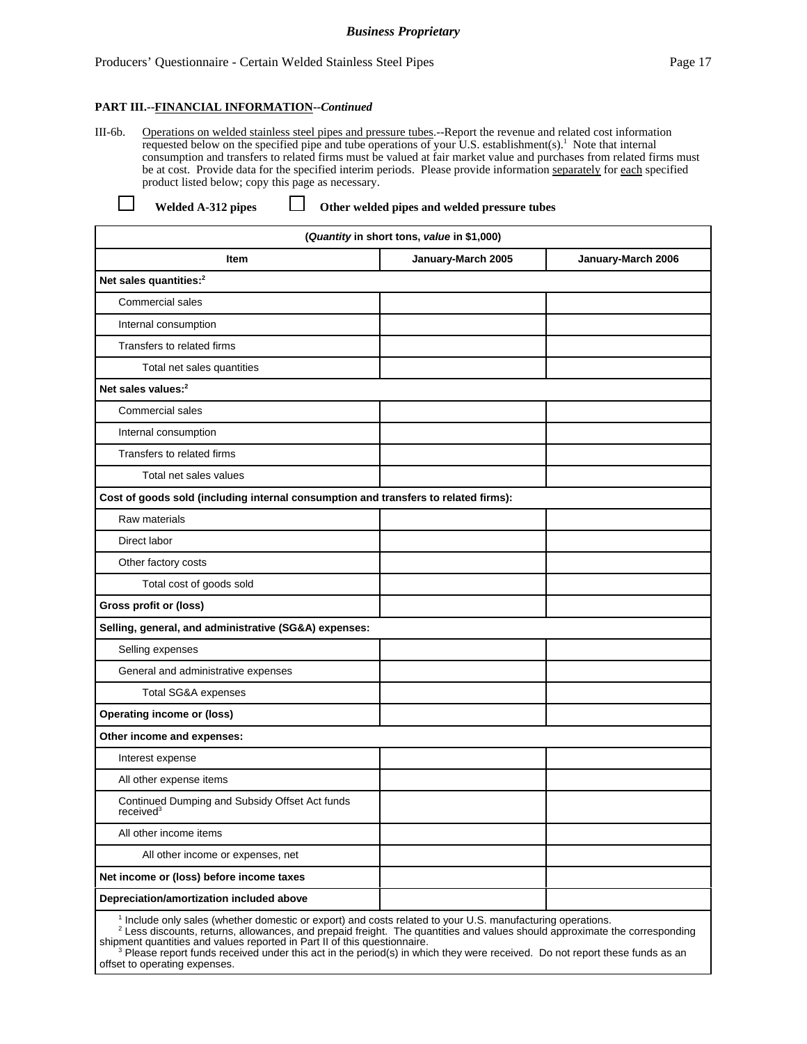**Business Proprietary**

**PART III.--FINANCIAL INFORMATION--*Continued***

III-6b. Operations on welded stainless steel pipes and pressure tubes.--Report the revenue and related cost information requested below on the specified pipe and tube operations of your U.S. establishment(s).[1] Note that internal consumption and transfers to related firms must be valued at fair market value and purchases from related firms must be at cost. Provide data for the specified interim periods. Please provide information separately for each specified product listed below; copy this page as necessary.

☐ **Welded A-312 pipes** ☐ **Other welded pipes and welded pressure tubes**

| (*Quantity* in short tons, *value* in $1,000) | | |
|---|---|---|
| **Item** | **January-March 2005** | **January-March 2006** |
| **Net sales quantities:**[2] | | |
| Commercial sales | | |
| Internal consumption | | |
| Transfers to related firms | | |
| Total net sales quantities | | |
| **Net sales values:**[2] | | |
| Commercial sales | | |
| Internal consumption | | |
| Transfers to related firms | | |
| Total net sales values | | |
| **Cost of goods sold (including internal consumption and transfers to related firms):** | | |
| Raw materials | | |
| Direct labor | | |
| Other factory costs | | |
| Total cost of goods sold | | |
| **Gross profit or (loss)** | | |
| **Selling, general, and administrative (SG&A) expenses:** | | |
| Selling expenses | | |
| General and administrative expenses | | |
| Total SG&A expenses | | |
| **Operating income or (loss)** | | |
| **Other income and expenses:** | | |
| Interest expense | | |
| All other expense items | | |
| Continued Dumping and Subsidy Offset Act funds received[3] | | |
| All other income items | | |
| All other income or expenses, net | | |
| **Net income or (loss) before income taxes** | | |
| **Depreciation/amortization included above** | | |

[1] Include only sales (whether domestic or export) and costs related to your U.S. manufacturing operations.

[2] Less discounts, returns, allowances, and prepaid freight. The quantities and values should approximate the corresponding shipment quantities and values reported in Part II of this questionnaire.

[3] Please report funds received under this act in the period(s) in which they were received. Do not report these funds as an offset to operating expenses.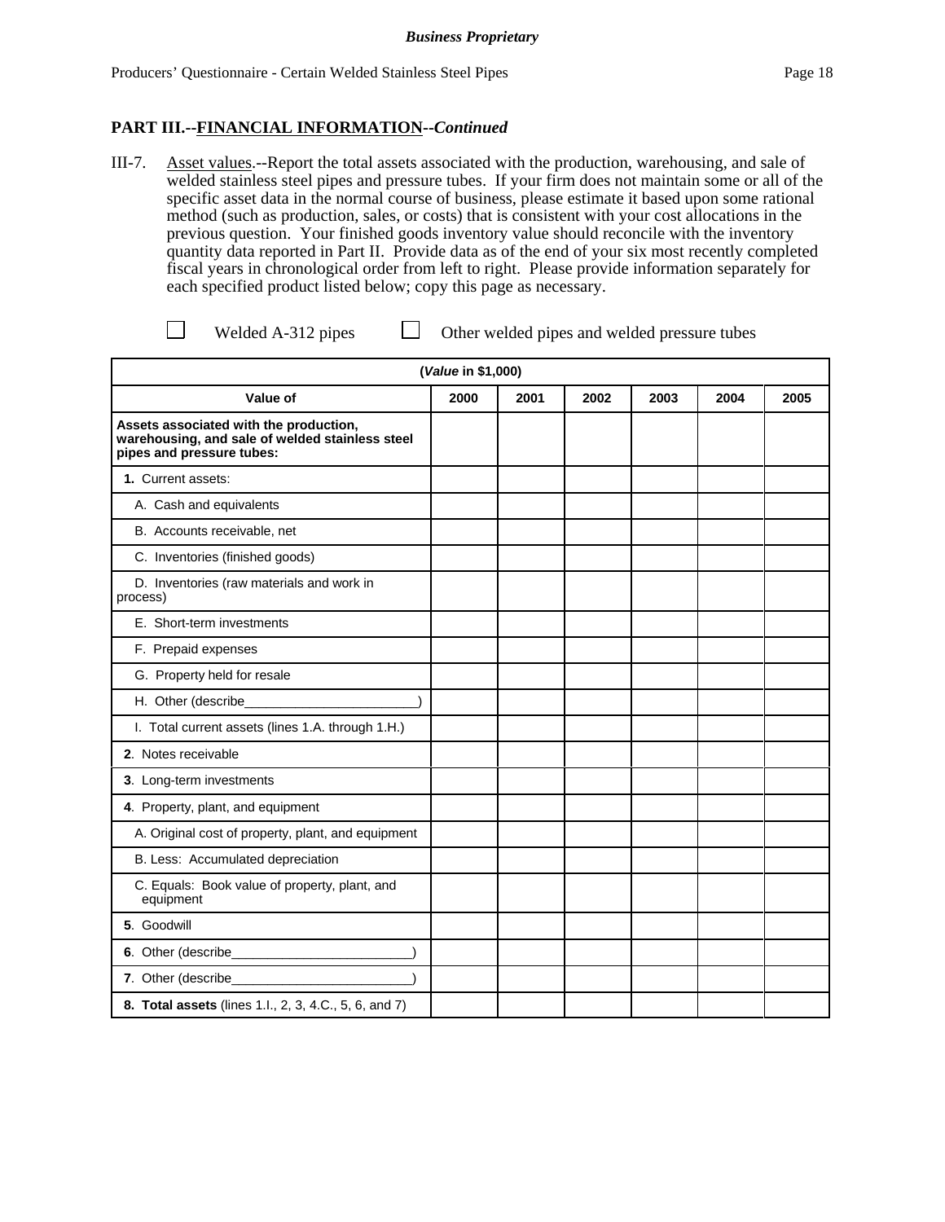*Business Proprietary*

## PART III.--FINANCIAL INFORMATION--*Continued*

III-7. Asset values.--Report the total assets associated with the production, warehousing, and sale of welded stainless steel pipes and pressure tubes. If your firm does not maintain some or all of the specific asset data in the normal course of business, please estimate it based upon some rational method (such as production, sales, or costs) that is consistent with your cost allocations in the previous question. Your finished goods inventory value should reconcile with the inventory quantity data reported in Part II. Provide data as of the end of your six most recently completed fiscal years in chronological order from left to right. Please provide information separately for each specified product listed below; copy this page as necessary.

☐ Welded A-312 pipes ☐ Other welded pipes and welded pressure tubes

| (*Value* in $1,000) | | | | | | |
|---|---|---|---|---|---|---|
| **Value of** | **2000** | **2001** | **2002** | **2003** | **2004** | **2005** |
| **Assets associated with the production, warehousing, and sale of welded stainless steel pipes and pressure tubes:** | | | | | | |
| **1.** Current assets: | | | | | | |
| A. Cash and equivalents | | | | | | |
| B. Accounts receivable, net | | | | | | |
| C. Inventories (finished goods) | | | | | | |
| D. Inventories (raw materials and work in process) | | | | | | |
| E. Short-term investments | | | | | | |
| F. Prepaid expenses | | | | | | |
| G. Property held for resale | | | | | | |
| H. Other (describe________________________) | | | | | | |
| I. Total current assets (lines 1.A. through 1.H.) | | | | | | |
| **2**. Notes receivable | | | | | | |
| **3**. Long-term investments | | | | | | |
| **4**. Property, plant, and equipment | | | | | | |
| A. Original cost of property, plant, and equipment | | | | | | |
| B. Less: Accumulated depreciation | | | | | | |
| C. Equals: Book value of property, plant, and equipment | | | | | | |
| **5**. Goodwill | | | | | | |
| **6**. Other (describe_________________________) | | | | | | |
| **7**. Other (describe_________________________) | | | | | | |
| **8. Total assets** (lines 1.I., 2, 3, 4.C., 5, 6, and 7) | | | | | | |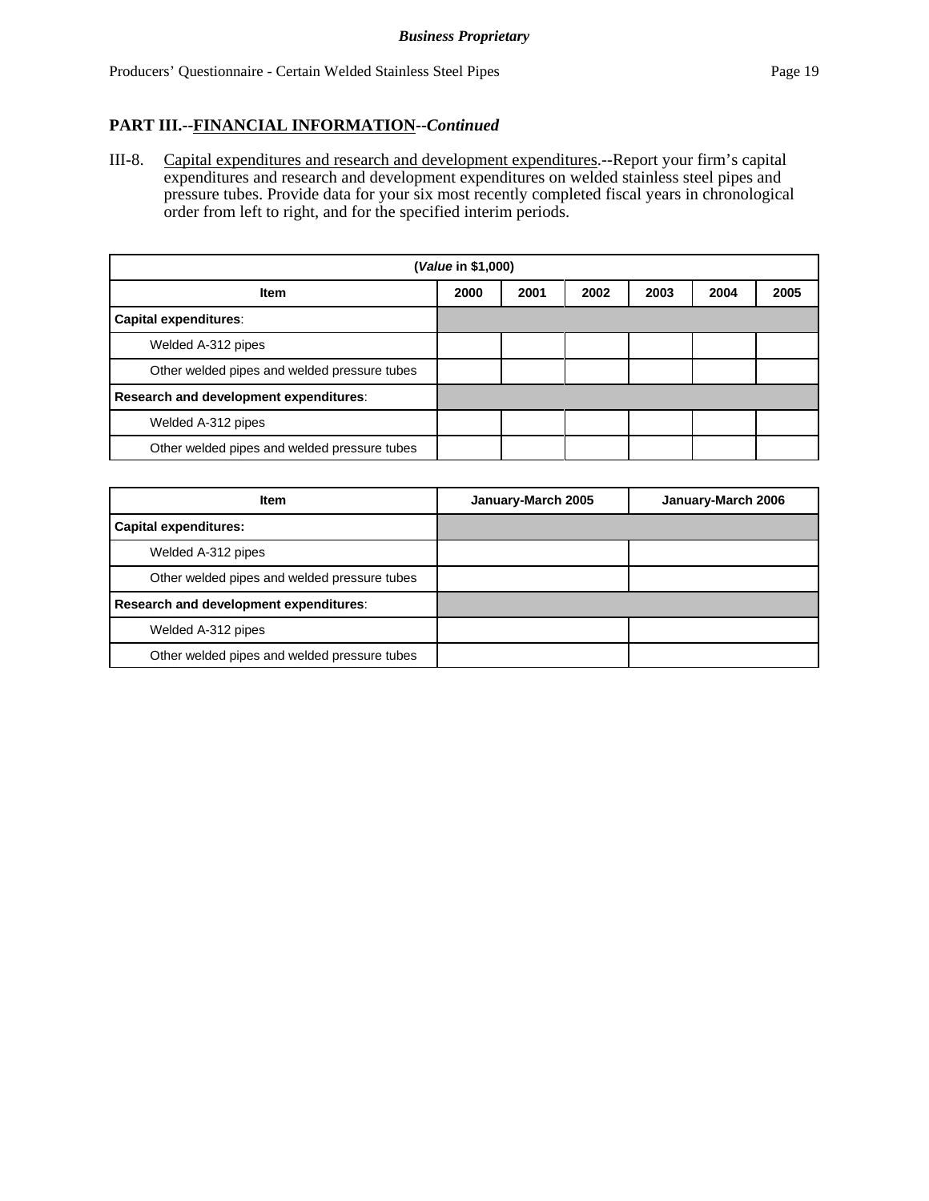## PART III.--FINANCIAL INFORMATION--*Continued*

III-8. Capital expenditures and research and development expenditures.--Report your firm's capital expenditures and research and development expenditures on welded stainless steel pipes and pressure tubes. Provide data for your six most recently completed fiscal years in chronological order from left to right, and for the specified interim periods.

| (*Value* in $1,000) | | | | | | |
|---|---|---|---|---|---|---|
| **Item** | **2000** | **2001** | **2002** | **2003** | **2004** | **2005** |
| **Capital expenditures**: | | | | | | |
| Welded A-312 pipes | | | | | | |
| Other welded pipes and welded pressure tubes | | | | | | |
| **Research and development expenditures**: | | | | | | |
| Welded A-312 pipes | | | | | | |
| Other welded pipes and welded pressure tubes | | | | | | |

| Item | January-March 2005 | January-March 2006 |
|---|---|---|
| **Capital expenditures:** | | |
| Welded A-312 pipes | | |
| Other welded pipes and welded pressure tubes | | |
| **Research and development expenditures**: | | |
| Welded A-312 pipes | | |
| Other welded pipes and welded pressure tubes | | |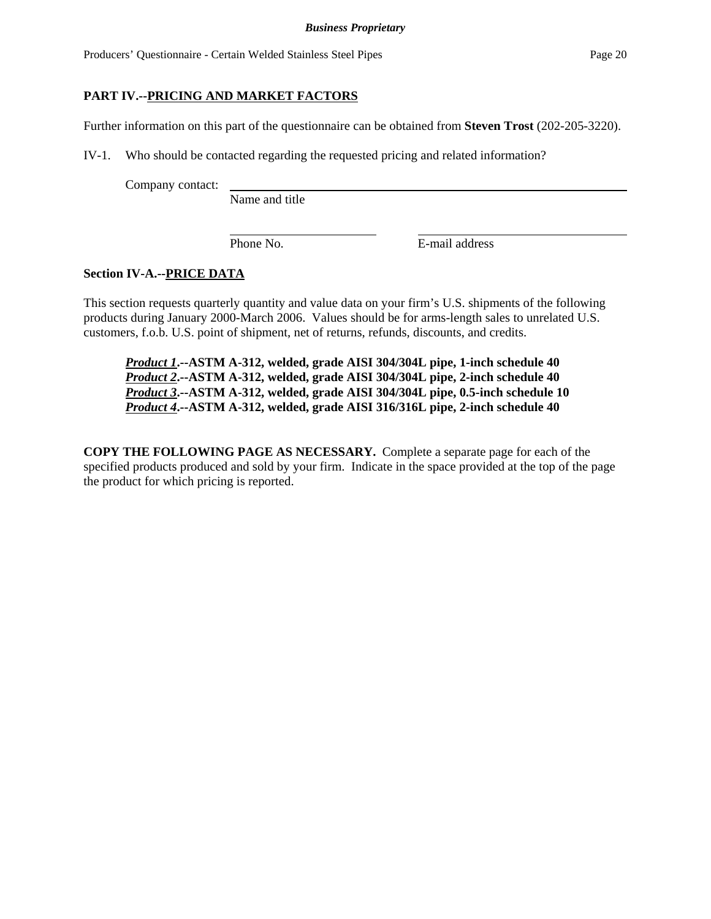## PART IV.--PRICING AND MARKET FACTORS

Further information on this part of the questionnaire can be obtained from **Steven Trost** (202-205-3220).

IV-1. Who should be contacted regarding the requested pricing and related information?

Company contact: ______________________________________________
Name and title

______________________ ______________________________
Phone No. E-mail address

### Section IV-A.--PRICE DATA

This section requests quarterly quantity and value data on your firm's U.S. shipments of the following products during January 2000-March 2006. Values should be for arms-length sales to unrelated U.S. customers, f.o.b. U.S. point of shipment, net of returns, refunds, discounts, and credits.

***Product 1*.--ASTM A-312, welded, grade AISI 304/304L pipe, 1-inch schedule 40**
***Product 2*.--ASTM A-312, welded, grade AISI 304/304L pipe, 2-inch schedule 40**
***Product 3*.--ASTM A-312, welded, grade AISI 304/304L pipe, 0.5-inch schedule 10**
***Product 4*.--ASTM A-312, welded, grade AISI 316/316L pipe, 2-inch schedule 40**

**COPY THE FOLLOWING PAGE AS NECESSARY.** Complete a separate page for each of the specified products produced and sold by your firm. Indicate in the space provided at the top of the page the product for which pricing is reported.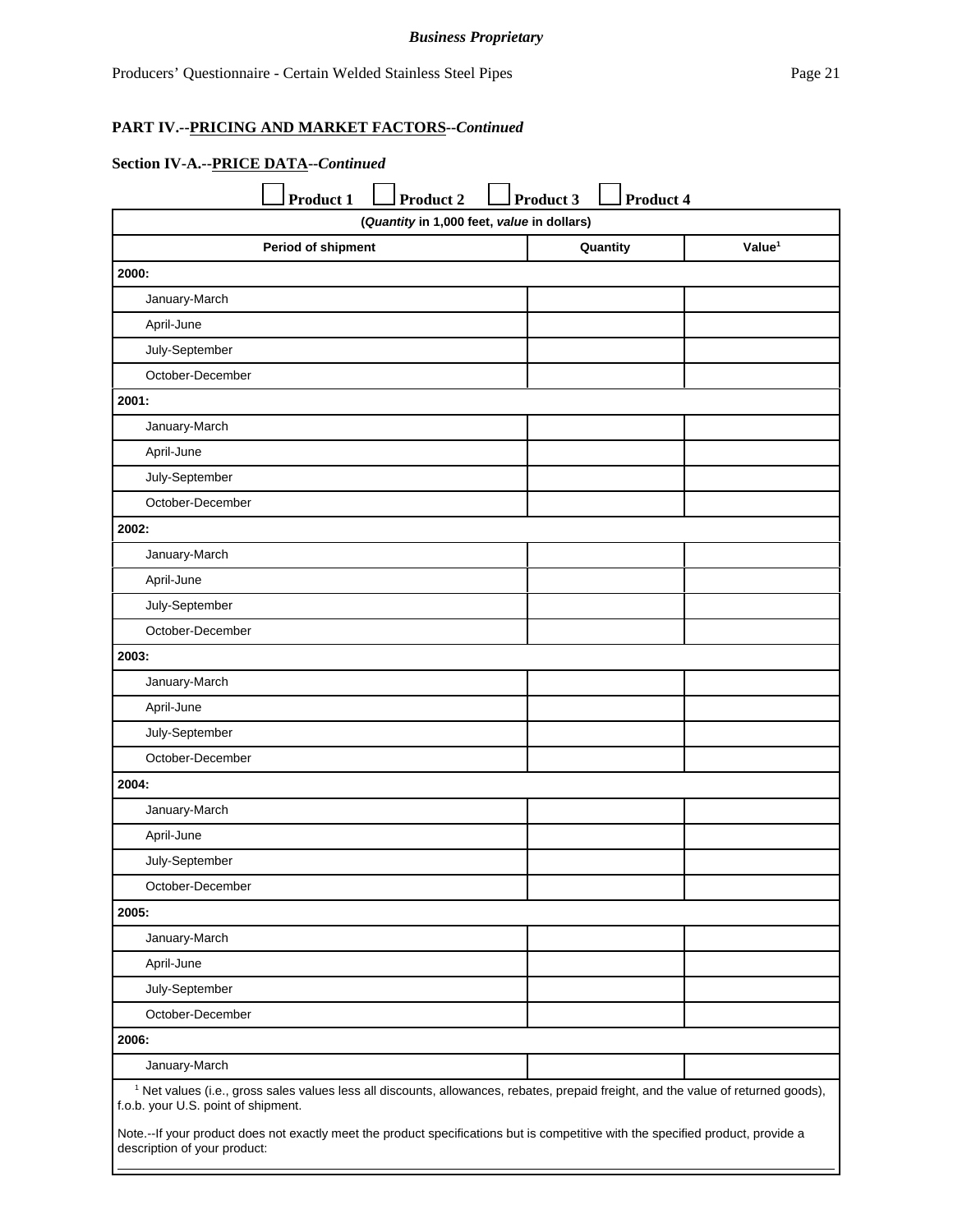**PART IV.--PRICING AND MARKET FACTORS--*Continued***

**Section IV-A.--PRICE DATA--*Continued***

☐ **Product 1** ☐ **Product 2** ☐ **Product 3** ☐ **Product 4**

| (*Quantity* in 1,000 feet, *value* in dollars) | | |
|---|---|---|
| **Period of shipment** | **Quantity** | **Value[1]** |
| **2000:** | | |
| January-March | | |
| April-June | | |
| July-September | | |
| October-December | | |
| **2001:** | | |
| January-March | | |
| April-June | | |
| July-September | | |
| October-December | | |
| **2002:** | | |
| January-March | | |
| April-June | | |
| July-September | | |
| October-December | | |
| **2003:** | | |
| January-March | | |
| April-June | | |
| July-September | | |
| October-December | | |
| **2004:** | | |
| January-March | | |
| April-June | | |
| July-September | | |
| October-December | | |
| **2005:** | | |
| January-March | | |
| April-June | | |
| July-September | | |
| October-December | | |
| **2006:** | | |
| January-March | | |

[1] Net values (i.e., gross sales values less all discounts, allowances, rebates, prepaid freight, and the value of returned goods), f.o.b. your U.S. point of shipment.

Note.--If your product does not exactly meet the product specifications but is competitive with the specified product, provide a description of your product:

___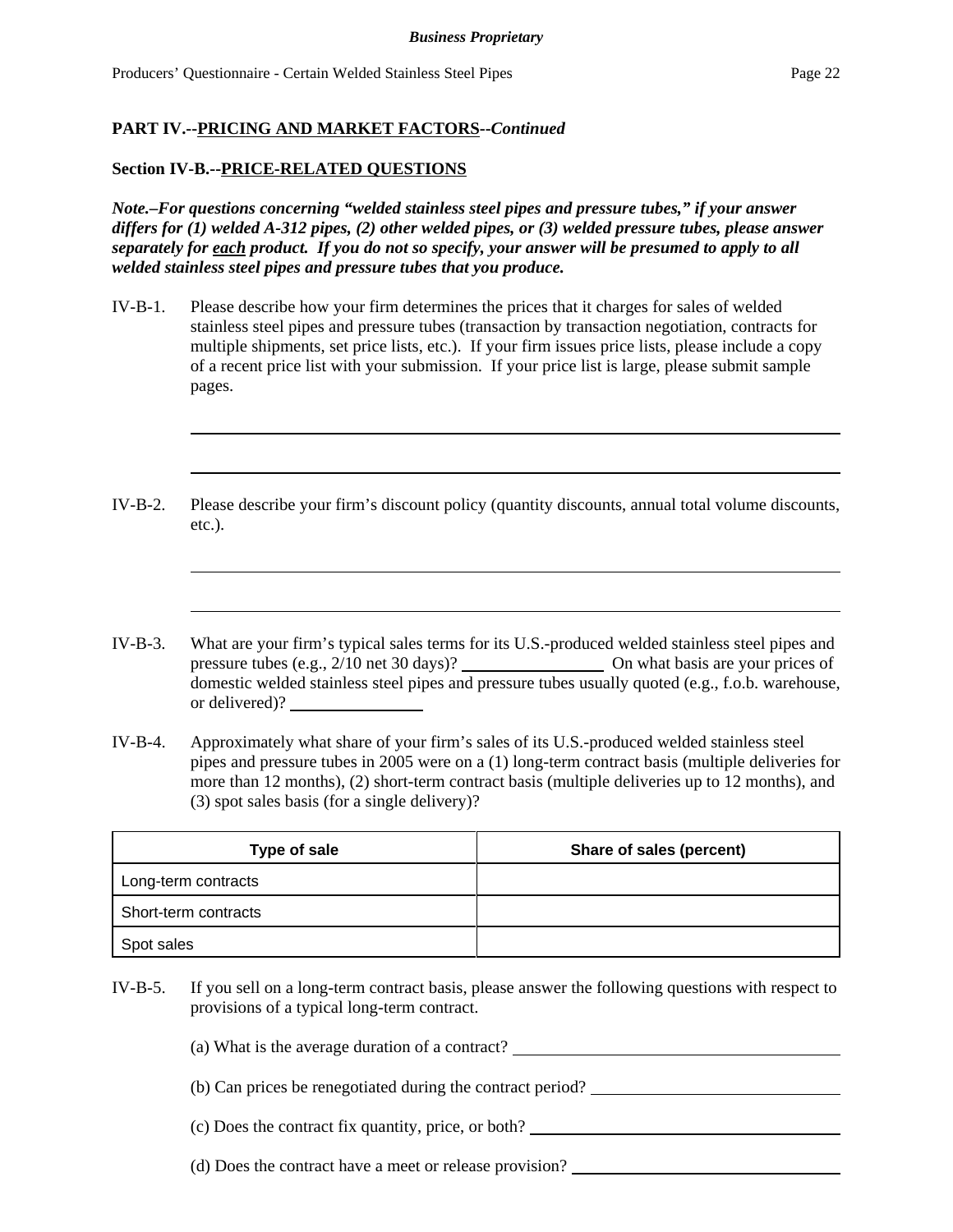## PART IV.--PRICING AND MARKET FACTORS--*Continued*

### Section IV-B.--PRICE-RELATED QUESTIONS

***Note.–For questions concerning "welded stainless steel pipes and pressure tubes," if your answer differs for (1) welded A-312 pipes, (2) other welded pipes, or (3) welded pressure tubes, please answer separately for <u>each</u> product. If you do not so specify, your answer will be presumed to apply to all welded stainless steel pipes and pressure tubes that you produce.***

IV-B-1. Please describe how your firm determines the prices that it charges for sales of welded stainless steel pipes and pressure tubes (transaction by transaction negotiation, contracts for multiple shipments, set price lists, etc.). If your firm issues price lists, please include a copy of a recent price list with your submission. If your price list is large, please submit sample pages.

\_\_\_\_\_\_\_\_\_\_\_\_\_\_\_\_\_\_\_\_\_\_\_\_\_\_\_\_\_\_\_\_\_\_\_\_\_\_\_\_\_\_\_\_\_\_\_\_\_\_\_\_\_\_\_\_\_\_\_\_

\_\_\_\_\_\_\_\_\_\_\_\_\_\_\_\_\_\_\_\_\_\_\_\_\_\_\_\_\_\_\_\_\_\_\_\_\_\_\_\_\_\_\_\_\_\_\_\_\_\_\_\_\_\_\_\_\_\_\_\_

IV-B-2. Please describe your firm's discount policy (quantity discounts, annual total volume discounts, etc.).

\_\_\_\_\_\_\_\_\_\_\_\_\_\_\_\_\_\_\_\_\_\_\_\_\_\_\_\_\_\_\_\_\_\_\_\_\_\_\_\_\_\_\_\_\_\_\_\_\_\_\_\_\_\_\_\_\_\_\_\_

\_\_\_\_\_\_\_\_\_\_\_\_\_\_\_\_\_\_\_\_\_\_\_\_\_\_\_\_\_\_\_\_\_\_\_\_\_\_\_\_\_\_\_\_\_\_\_\_\_\_\_\_\_\_\_\_\_\_\_\_

IV-B-3. What are your firm's typical sales terms for its U.S.-produced welded stainless steel pipes and pressure tubes (e.g., 2/10 net 30 days)? \_\_\_\_\_\_\_\_\_\_\_\_\_\_\_\_ On what basis are your prices of domestic welded stainless steel pipes and pressure tubes usually quoted (e.g., f.o.b. warehouse, or delivered)? \_\_\_\_\_\_\_\_\_\_\_\_\_\_\_\_

IV-B-4. Approximately what share of your firm's sales of its U.S.-produced welded stainless steel pipes and pressure tubes in 2005 were on a (1) long-term contract basis (multiple deliveries for more than 12 months), (2) short-term contract basis (multiple deliveries up to 12 months), and (3) spot sales basis (for a single delivery)?

| Type of sale | Share of sales (percent) |
|---|---|
| Long-term contracts | |
| Short-term contracts | |
| Spot sales | |

IV-B-5. If you sell on a long-term contract basis, please answer the following questions with respect to provisions of a typical long-term contract.

(a) What is the average duration of a contract? \_\_\_\_\_\_\_\_\_\_\_\_\_\_\_\_\_\_\_\_\_\_\_\_\_\_\_\_\_\_\_\_

(b) Can prices be renegotiated during the contract period? \_\_\_\_\_\_\_\_\_\_\_\_\_\_\_\_\_\_\_\_\_\_\_\_

(c) Does the contract fix quantity, price, or both? \_\_\_\_\_\_\_\_\_\_\_\_\_\_\_\_\_\_\_\_\_\_\_\_\_\_\_\_\_\_\_\_

(d) Does the contract have a meet or release provision? \_\_\_\_\_\_\_\_\_\_\_\_\_\_\_\_\_\_\_\_\_\_\_\_\_\_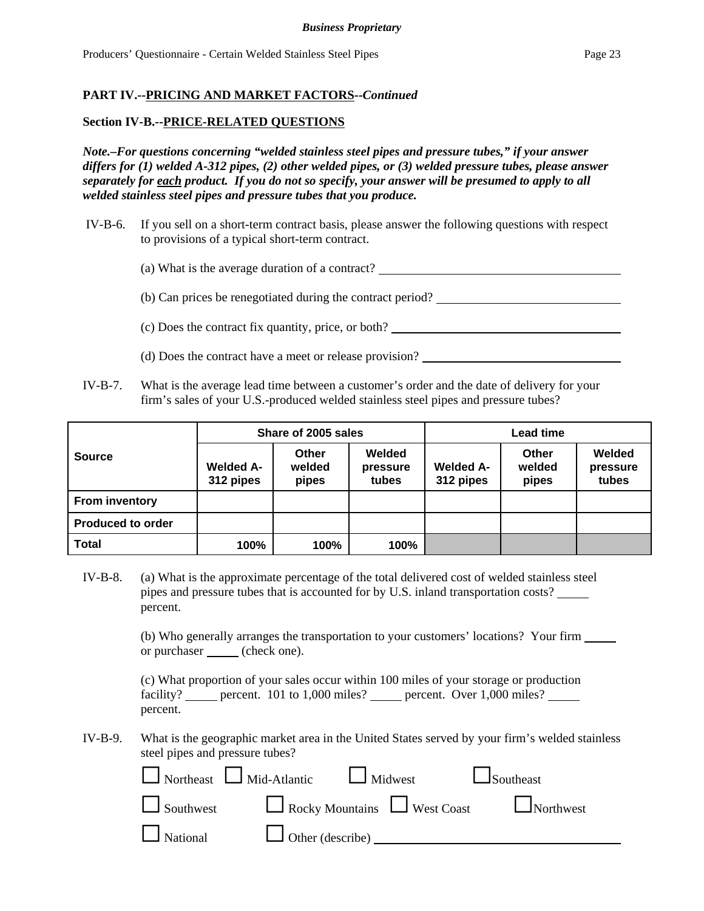**PART IV.--PRICING AND MARKET FACTORS--*Continued***

**Section IV-B.--PRICE-RELATED QUESTIONS**

***Note.–For questions concerning "welded stainless steel pipes and pressure tubes," if your answer differs for (1) welded A-312 pipes, (2) other welded pipes, or (3) welded pressure tubes, please answer separately for each product. If you do not so specify, your answer will be presumed to apply to all welded stainless steel pipes and pressure tubes that you produce.***

IV-B-6. If you sell on a short-term contract basis, please answer the following questions with respect to provisions of a typical short-term contract.

(a) What is the average duration of a contract? ________________________

(b) Can prices be renegotiated during the contract period? ________________________

(c) Does the contract fix quantity, price, or both? ________________________

(d) Does the contract have a meet or release provision? ________________________

IV-B-7. What is the average lead time between a customer's order and the date of delivery for your firm's sales of your U.S.-produced welded stainless steel pipes and pressure tubes?

| Source | Share of 2005 sales | | | Lead time | | |
|---|---|---|---|---|---|---|
| | Welded A-312 pipes | Other welded pipes | Welded pressure tubes | Welded A-312 pipes | Other welded pipes | Welded pressure tubes |
| From inventory | | | | | | |
| Produced to order | | | | | | |
| Total | 100% | 100% | 100% | | | |

IV-B-8. (a) What is the approximate percentage of the total delivered cost of welded stainless steel pipes and pressure tubes that is accounted for by U.S. inland transportation costs? _____ percent.

(b) Who generally arranges the transportation to your customers' locations? Your firm _____ or purchaser _____ (check one).

(c) What proportion of your sales occur within 100 miles of your storage or production facility? _____ percent. 101 to 1,000 miles? _____ percent. Over 1,000 miles? _____ percent.

IV-B-9. What is the geographic market area in the United States served by your firm's welded stainless steel pipes and pressure tubes?

☐ Northeast ☐ Mid-Atlantic ☐ Midwest ☐ Southeast

☐ Southwest ☐ Rocky Mountains ☐ West Coast ☐ Northwest

☐ National ☐ Other (describe) ________________________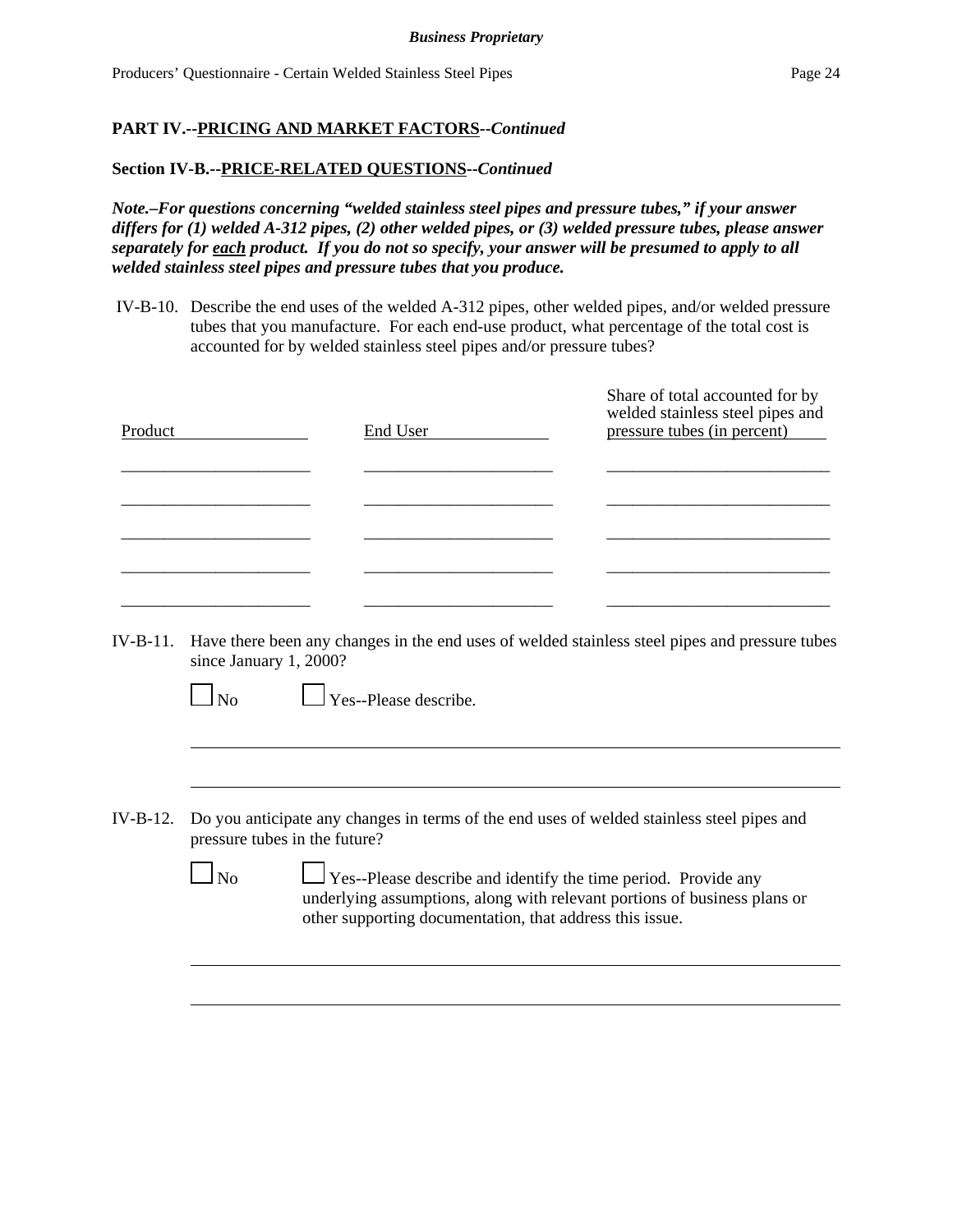*Business Proprietary*

**PART IV.--PRICING AND MARKET FACTORS--*Continued***

**Section IV-B.--PRICE-RELATED QUESTIONS--*Continued***

***Note.–For questions concerning "welded stainless steel pipes and pressure tubes," if your answer differs for (1) welded A-312 pipes, (2) other welded pipes, or (3) welded pressure tubes, please answer separately for each product. If you do not so specify, your answer will be presumed to apply to all welded stainless steel pipes and pressure tubes that you produce.***

IV-B-10. Describe the end uses of the welded A-312 pipes, other welded pipes, and/or welded pressure tubes that you manufacture. For each end-use product, what percentage of the total cost is accounted for by welded stainless steel pipes and/or pressure tubes?

| Product | End User | Share of total accounted for by welded stainless steel pipes and pressure tubes (in percent) |
|---|---|---|
| | | |
| | | |
| | | |
| | | |
| | | |

IV-B-11. Have there been any changes in the end uses of welded stainless steel pipes and pressure tubes since January 1, 2000?

☐ No ☐ Yes--Please describe.

___

___

IV-B-12. Do you anticipate any changes in terms of the end uses of welded stainless steel pipes and pressure tubes in the future?

☐ No ☐ Yes--Please describe and identify the time period. Provide any underlying assumptions, along with relevant portions of business plans or other supporting documentation, that address this issue.

___

___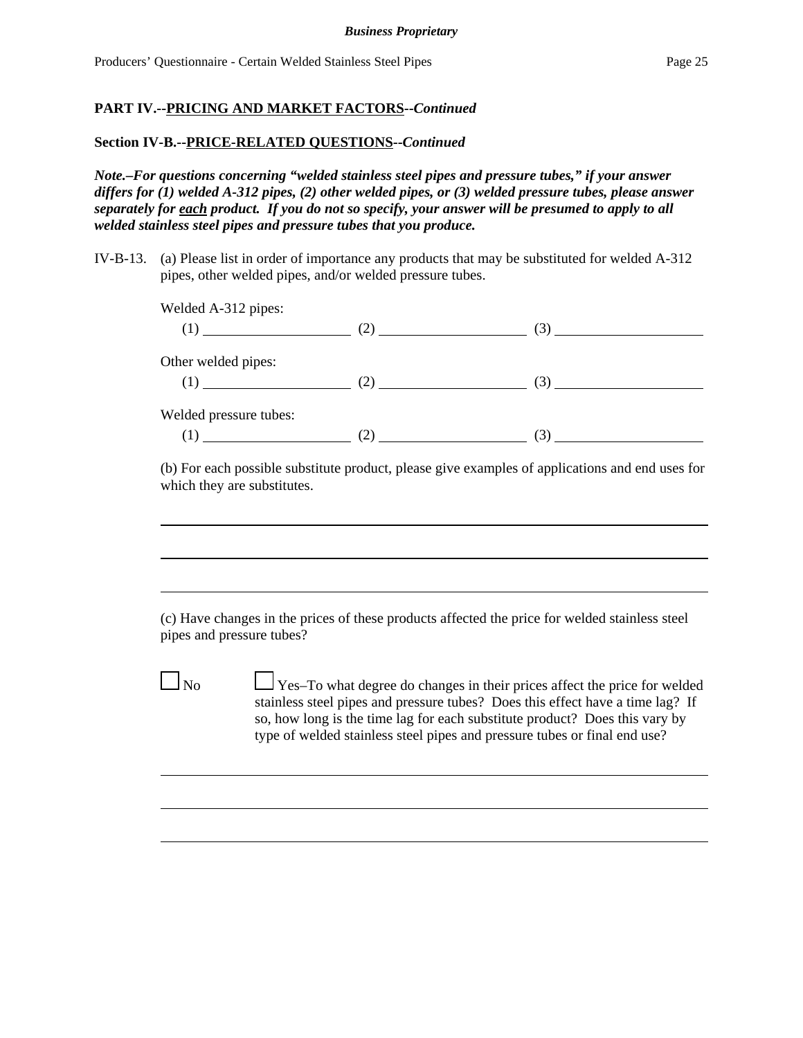**PART IV.--PRICING AND MARKET FACTORS--*Continued***

**Section IV-B.--PRICE-RELATED QUESTIONS--*Continued***

***Note.–For questions concerning "welded stainless steel pipes and pressure tubes," if your answer differs for (1) welded A-312 pipes, (2) other welded pipes, or (3) welded pressure tubes, please answer separately for each product. If you do not so specify, your answer will be presumed to apply to all welded stainless steel pipes and pressure tubes that you produce.***

IV-B-13. (a) Please list in order of importance any products that may be substituted for welded A-312 pipes, other welded pipes, and/or welded pressure tubes.

Welded A-312 pipes:
(1) ____________________ (2) ____________________ (3) ____________________

Other welded pipes:
(1) ____________________ (2) ____________________ (3) ____________________

Welded pressure tubes:
(1) ____________________ (2) ____________________ (3) ____________________

(b) For each possible substitute product, please give examples of applications and end uses for which they are substitutes.

______________________________________________________________________

______________________________________________________________________

______________________________________________________________________

(c) Have changes in the prices of these products affected the price for welded stainless steel pipes and pressure tubes?

☐ No ☐ Yes–To what degree do changes in their prices affect the price for welded stainless steel pipes and pressure tubes? Does this effect have a time lag? If so, how long is the time lag for each substitute product? Does this vary by type of welded stainless steel pipes and pressure tubes or final end use?

______________________________________________________________________

______________________________________________________________________

______________________________________________________________________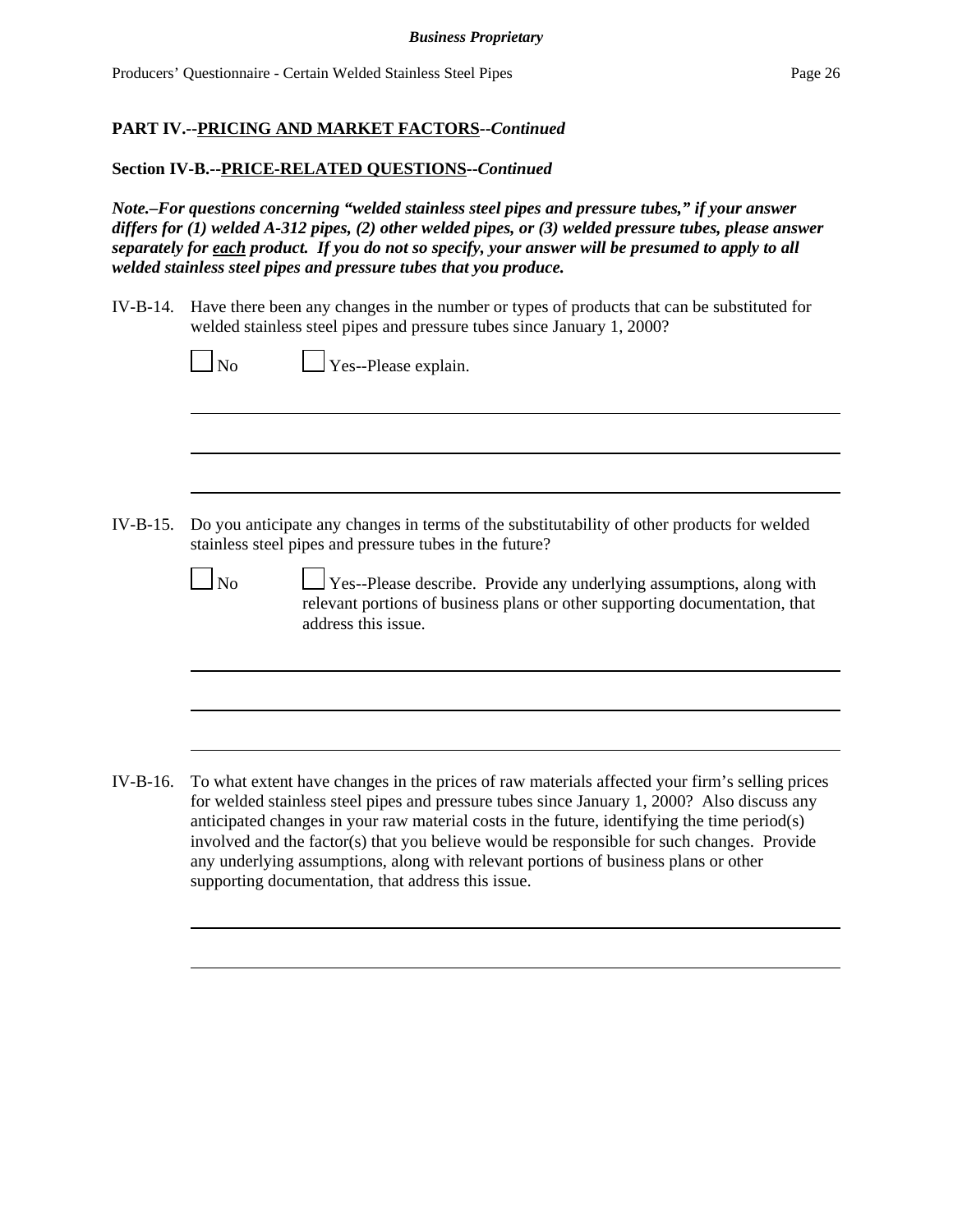**PART IV.--PRICING AND MARKET FACTORS--*Continued***

**Section IV-B.--PRICE-RELATED QUESTIONS--*Continued***

***Note.–For questions concerning "welded stainless steel pipes and pressure tubes," if your answer differs for (1) welded A-312 pipes, (2) other welded pipes, or (3) welded pressure tubes, please answer separately for each product. If you do not so specify, your answer will be presumed to apply to all welded stainless steel pipes and pressure tubes that you produce.***

IV-B-14. Have there been any changes in the number or types of products that can be substituted for welded stainless steel pipes and pressure tubes since January 1, 2000?

☐ No ☐ Yes--Please explain.

IV-B-15. Do you anticipate any changes in terms of the substitutability of other products for welded stainless steel pipes and pressure tubes in the future?

☐ No ☐ Yes--Please describe. Provide any underlying assumptions, along with relevant portions of business plans or other supporting documentation, that address this issue.

IV-B-16. To what extent have changes in the prices of raw materials affected your firm's selling prices for welded stainless steel pipes and pressure tubes since January 1, 2000? Also discuss any anticipated changes in your raw material costs in the future, identifying the time period(s) involved and the factor(s) that you believe would be responsible for such changes. Provide any underlying assumptions, along with relevant portions of business plans or other supporting documentation, that address this issue.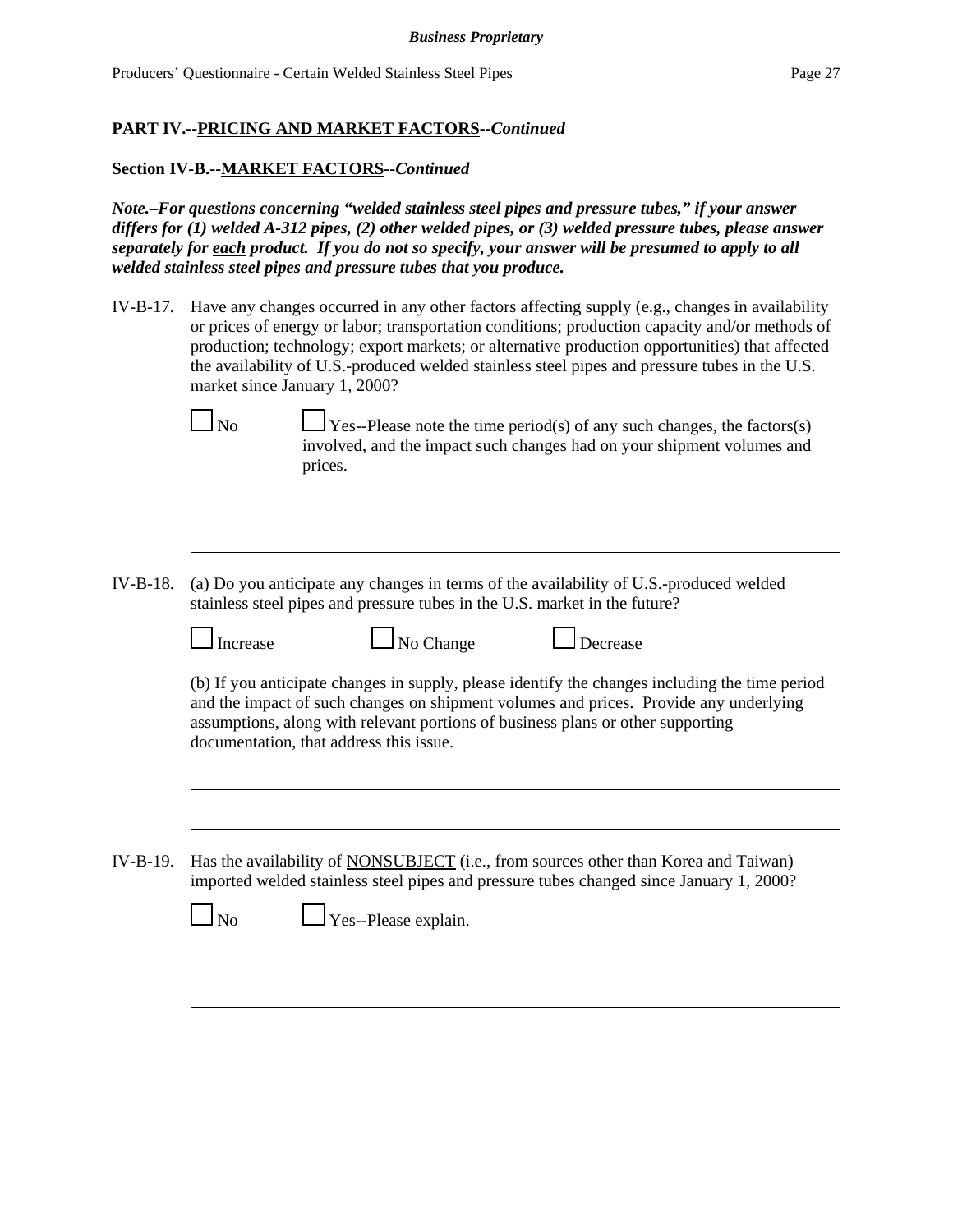**PART IV.--PRICING AND MARKET FACTORS--*Continued***

**Section IV-B.--MARKET FACTORS--*Continued***

***Note.–For questions concerning "welded stainless steel pipes and pressure tubes," if your answer differs for (1) welded A-312 pipes, (2) other welded pipes, or (3) welded pressure tubes, please answer separately for each product. If you do not so specify, your answer will be presumed to apply to all welded stainless steel pipes and pressure tubes that you produce.***

IV-B-17. Have any changes occurred in any other factors affecting supply (e.g., changes in availability or prices of energy or labor; transportation conditions; production capacity and/or methods of production; technology; export markets; or alternative production opportunities) that affected the availability of U.S.-produced welded stainless steel pipes and pressure tubes in the U.S. market since January 1, 2000?

☐ No ☐ Yes--Please note the time period(s) of any such changes, the factors(s) involved, and the impact such changes had on your shipment volumes and prices.

______________________________________________________________________

______________________________________________________________________

IV-B-18. (a) Do you anticipate any changes in terms of the availability of U.S.-produced welded stainless steel pipes and pressure tubes in the U.S. market in the future?

☐ Increase ☐ No Change ☐ Decrease

(b) If you anticipate changes in supply, please identify the changes including the time period and the impact of such changes on shipment volumes and prices. Provide any underlying assumptions, along with relevant portions of business plans or other supporting documentation, that address this issue.

______________________________________________________________________

______________________________________________________________________

IV-B-19. Has the availability of NONSUBJECT (i.e., from sources other than Korea and Taiwan) imported welded stainless steel pipes and pressure tubes changed since January 1, 2000?

☐ No ☐ Yes--Please explain.

______________________________________________________________________

______________________________________________________________________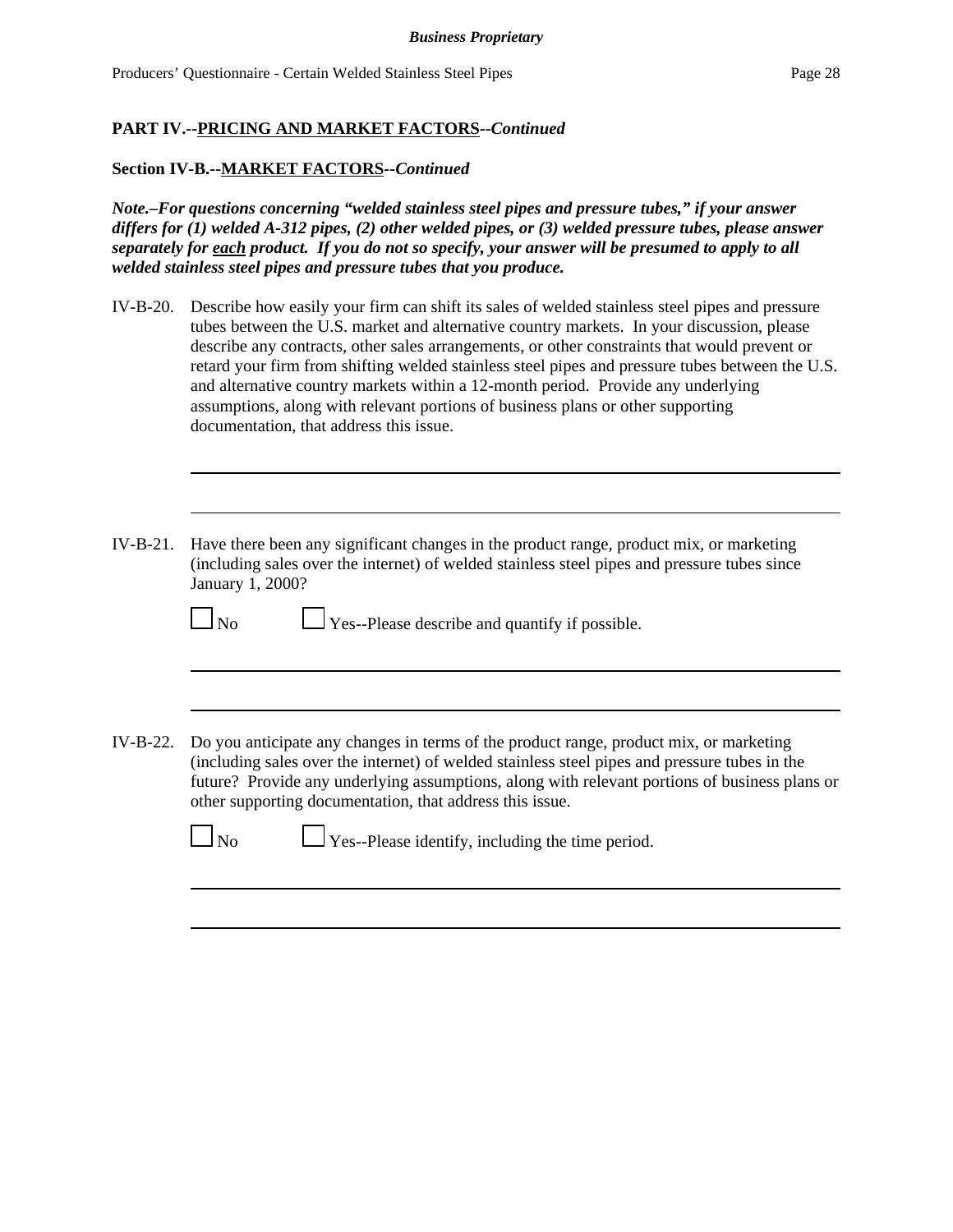**PART IV.--PRICING AND MARKET FACTORS--*Continued***

**Section IV-B.--MARKET FACTORS--*Continued***

***Note.–For questions concerning "welded stainless steel pipes and pressure tubes," if your answer differs for (1) welded A-312 pipes, (2) other welded pipes, or (3) welded pressure tubes, please answer separately for each product. If you do not so specify, your answer will be presumed to apply to all welded stainless steel pipes and pressure tubes that you produce.***

IV-B-20. Describe how easily your firm can shift its sales of welded stainless steel pipes and pressure tubes between the U.S. market and alternative country markets. In your discussion, please describe any contracts, other sales arrangements, or other constraints that would prevent or retard your firm from shifting welded stainless steel pipes and pressure tubes between the U.S. and alternative country markets within a 12-month period. Provide any underlying assumptions, along with relevant portions of business plans or other supporting documentation, that address this issue.

IV-B-21. Have there been any significant changes in the product range, product mix, or marketing (including sales over the internet) of welded stainless steel pipes and pressure tubes since January 1, 2000?

☐ No ☐ Yes--Please describe and quantify if possible.

IV-B-22. Do you anticipate any changes in terms of the product range, product mix, or marketing (including sales over the internet) of welded stainless steel pipes and pressure tubes in the future? Provide any underlying assumptions, along with relevant portions of business plans or other supporting documentation, that address this issue.

☐ No ☐ Yes--Please identify, including the time period.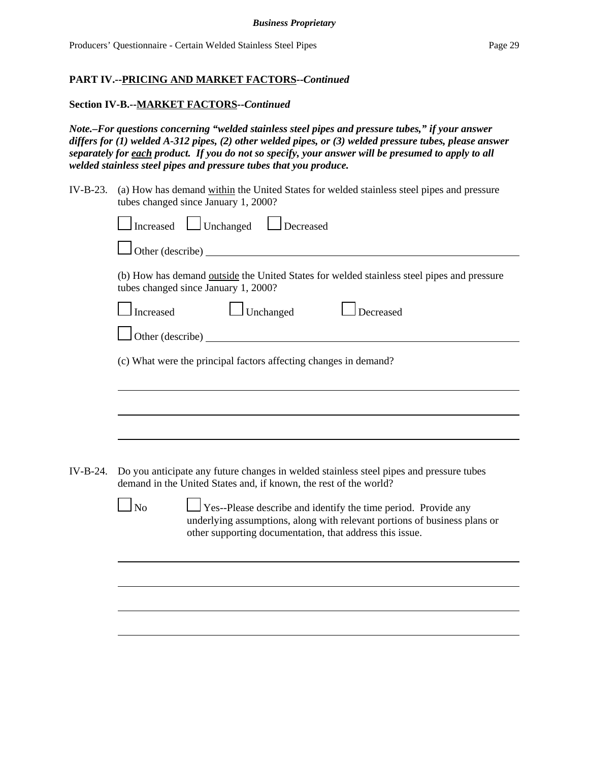**PART IV.--PRICING AND MARKET FACTORS--*Continued***

**Section IV-B.--MARKET FACTORS--*Continued***

***Note.–For questions concerning "welded stainless steel pipes and pressure tubes," if your answer differs for (1) welded A-312 pipes, (2) other welded pipes, or (3) welded pressure tubes, please answer separately for each product. If you do not so specify, your answer will be presumed to apply to all welded stainless steel pipes and pressure tubes that you produce.***

IV-B-23. (a) How has demand within the United States for welded stainless steel pipes and pressure tubes changed since January 1, 2000?

☐ Increased ☐ Unchanged ☐ Decreased

☐ Other (describe) ______________________________

(b) How has demand outside the United States for welded stainless steel pipes and pressure tubes changed since January 1, 2000?

☐ Increased ☐ Unchanged ☐ Decreased

☐ Other (describe) ______________________________

(c) What were the principal factors affecting changes in demand?

______________________________

______________________________

______________________________

IV-B-24. Do you anticipate any future changes in welded stainless steel pipes and pressure tubes demand in the United States and, if known, the rest of the world?

☐ No ☐ Yes--Please describe and identify the time period. Provide any underlying assumptions, along with relevant portions of business plans or other supporting documentation, that address this issue.

______________________________

______________________________

______________________________

______________________________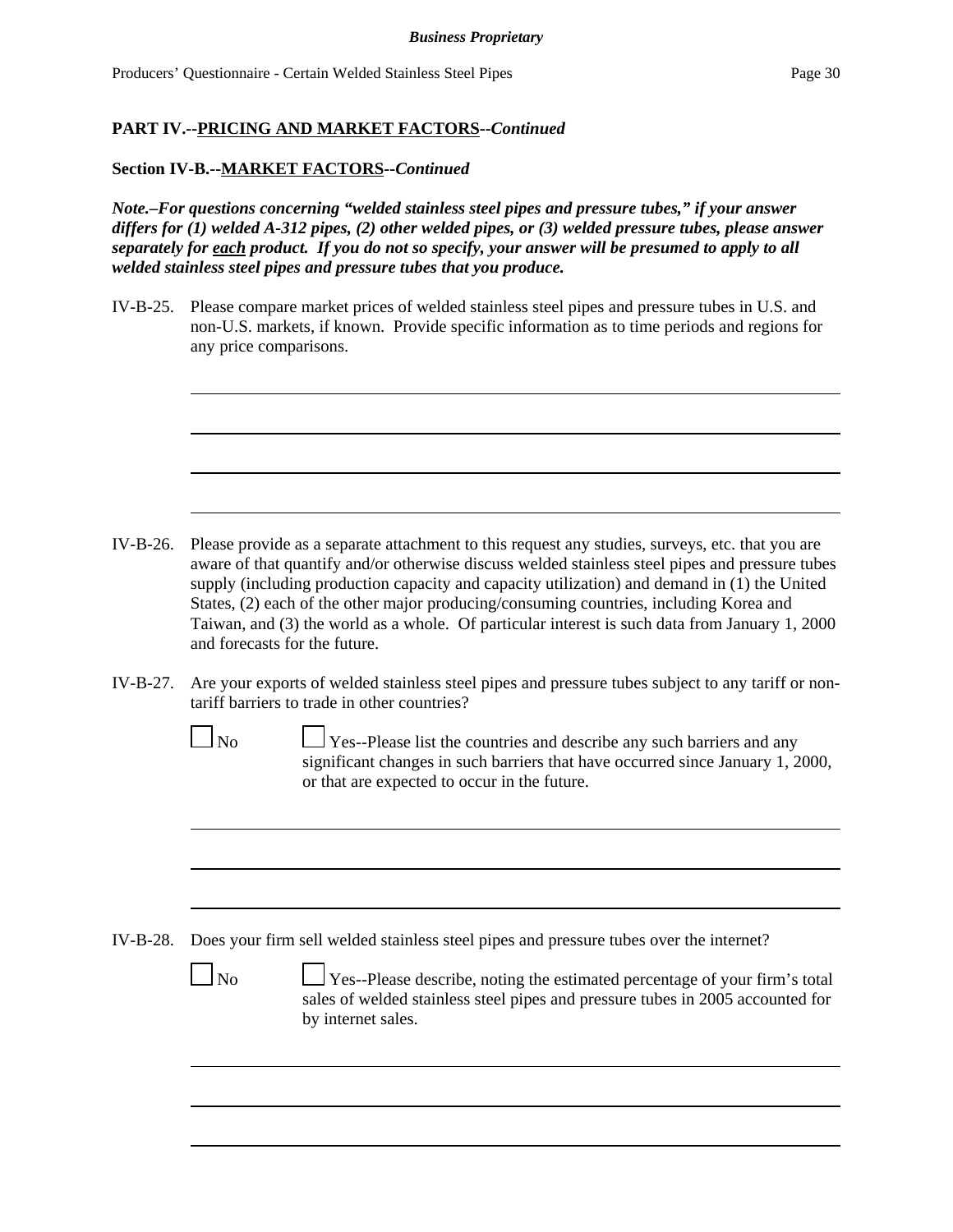**PART IV.--PRICING AND MARKET FACTORS--*Continued***

**Section IV-B.--MARKET FACTORS--*Continued***

***Note.–For questions concerning "welded stainless steel pipes and pressure tubes," if your answer differs for (1) welded A-312 pipes, (2) other welded pipes, or (3) welded pressure tubes, please answer separately for each product. If you do not so specify, your answer will be presumed to apply to all welded stainless steel pipes and pressure tubes that you produce.***

IV-B-25. Please compare market prices of welded stainless steel pipes and pressure tubes in U.S. and non-U.S. markets, if known. Provide specific information as to time periods and regions for any price comparisons.

IV-B-26. Please provide as a separate attachment to this request any studies, surveys, etc. that you are aware of that quantify and/or otherwise discuss welded stainless steel pipes and pressure tubes supply (including production capacity and capacity utilization) and demand in (1) the United States, (2) each of the other major producing/consuming countries, including Korea and Taiwan, and (3) the world as a whole. Of particular interest is such data from January 1, 2000 and forecasts for the future.

IV-B-27. Are your exports of welded stainless steel pipes and pressure tubes subject to any tariff or non-tariff barriers to trade in other countries?

☐ No ☐ Yes--Please list the countries and describe any such barriers and any significant changes in such barriers that have occurred since January 1, 2000, or that are expected to occur in the future.

IV-B-28. Does your firm sell welded stainless steel pipes and pressure tubes over the internet?

☐ No ☐ Yes--Please describe, noting the estimated percentage of your firm's total sales of welded stainless steel pipes and pressure tubes in 2005 accounted for by internet sales.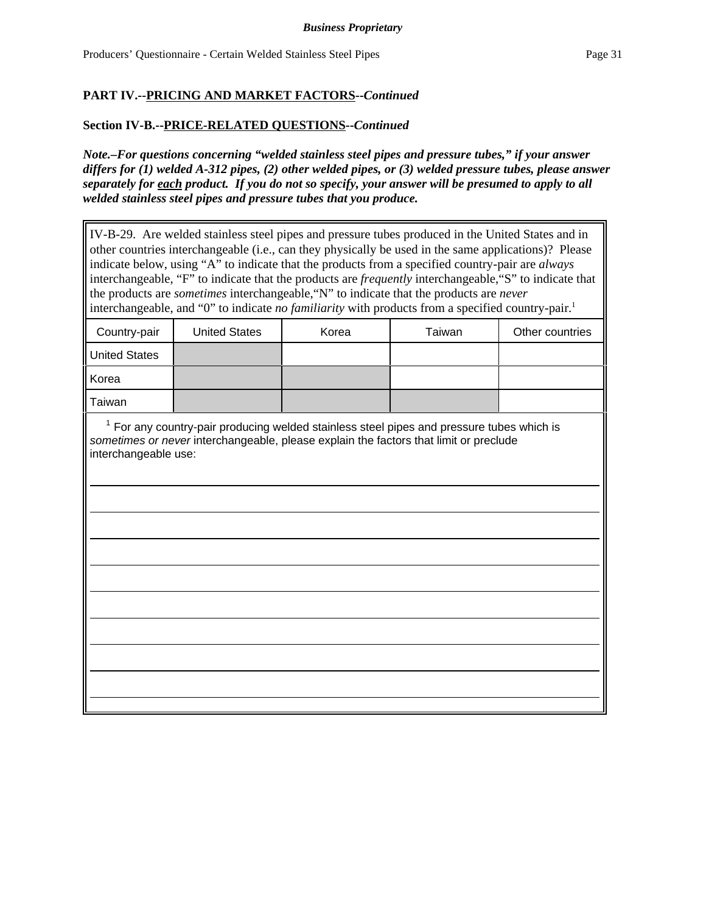**Business Proprietary**

**PART IV.--PRICING AND MARKET FACTORS--*Continued***

**Section IV-B.--PRICE-RELATED QUESTIONS--*Continued***

***Note.–For questions concerning "welded stainless steel pipes and pressure tubes," if your answer differs for (1) welded A-312 pipes, (2) other welded pipes, or (3) welded pressure tubes, please answer separately for each product. If you do not so specify, your answer will be presumed to apply to all welded stainless steel pipes and pressure tubes that you produce.***

IV-B-29. Are welded stainless steel pipes and pressure tubes produced in the United States and in other countries interchangeable (i.e., can they physically be used in the same applications)? Please indicate below, using "A" to indicate that the products from a specified country-pair are *always* interchangeable, "F" to indicate that the products are *frequently* interchangeable, "S" to indicate that the products are *sometimes* interchangeable, "N" to indicate that the products are *never* interchangeable, and "0" to indicate *no familiarity* with products from a specified country-pair.[1]

| Country-pair | United States | Korea | Taiwan | Other countries |
|---|---|---|---|---|
| United States | | | | |
| Korea | | | | |
| Taiwan | | | | |

[1] For any country-pair producing welded stainless steel pipes and pressure tubes which is *sometimes or never* interchangeable, please explain the factors that limit or preclude interchangeable use:

______________________________________________________________________

______________________________________________________________________

______________________________________________________________________

______________________________________________________________________

______________________________________________________________________

______________________________________________________________________

______________________________________________________________________

______________________________________________________________________

______________________________________________________________________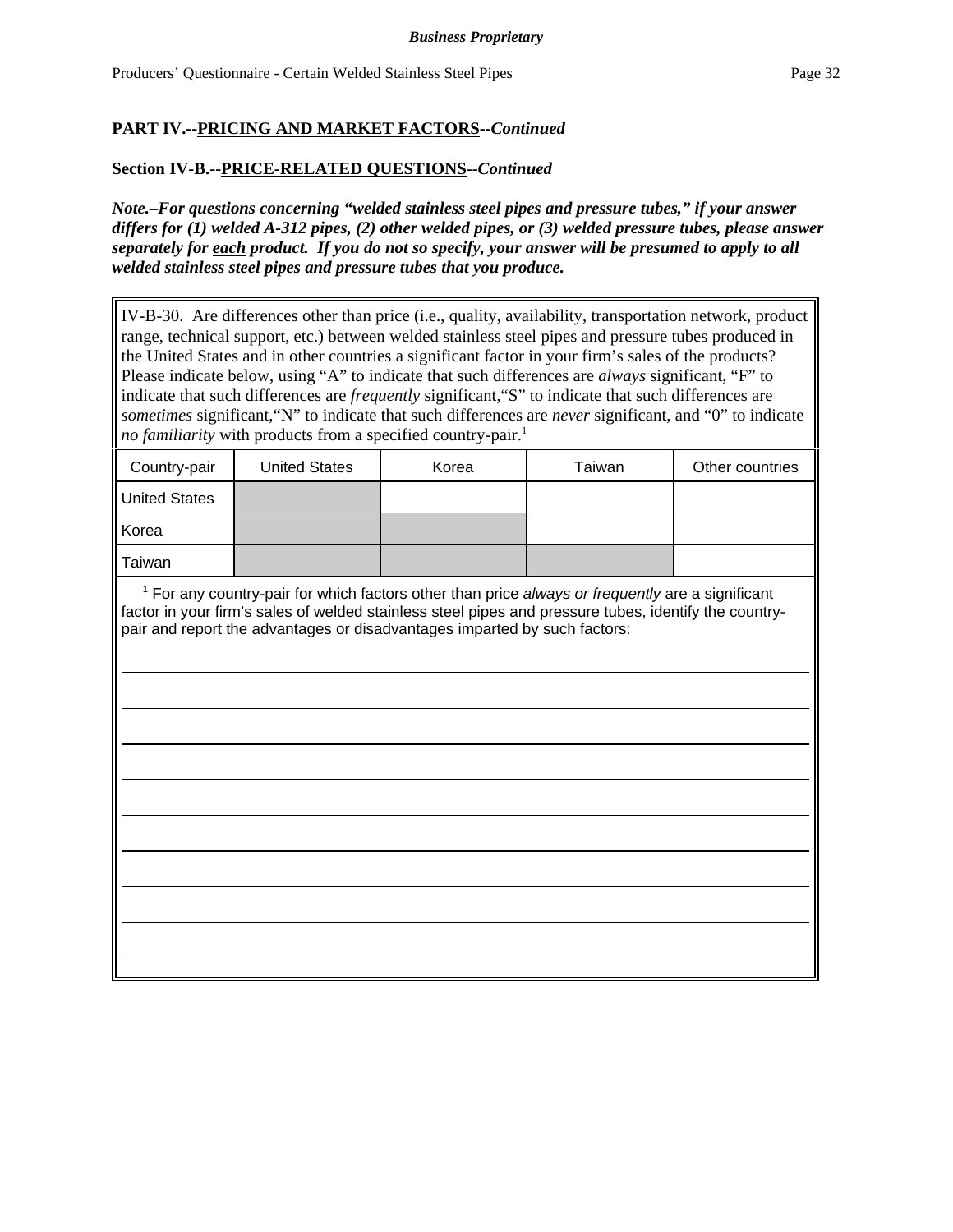## PART IV.--PRICING AND MARKET FACTORS--*Continued*

### Section IV-B.--PRICE-RELATED QUESTIONS--*Continued*

***Note.–For questions concerning "welded stainless steel pipes and pressure tubes," if your answer differs for (1) welded A-312 pipes, (2) other welded pipes, or (3) welded pressure tubes, please answer separately for each product. If you do not so specify, your answer will be presumed to apply to all welded stainless steel pipes and pressure tubes that you produce.***

IV-B-30. Are differences other than price (i.e., quality, availability, transportation network, product range, technical support, etc.) between welded stainless steel pipes and pressure tubes produced in the United States and in other countries a significant factor in your firm's sales of the products? Please indicate below, using "A" to indicate that such differences are *always* significant, "F" to indicate that such differences are *frequently* significant, "S" to indicate that such differences are *sometimes* significant, "N" to indicate that such differences are *never* significant, and "0" to indicate *no familiarity* with products from a specified country-pair.[1]

| Country-pair | United States | Korea | Taiwan | Other countries |
| --- | --- | --- | --- | --- |
| United States | | | | |
| Korea | | | | |
| Taiwan | | | | |

[1] For any country-pair for which factors other than price *always or frequently* are a significant factor in your firm's sales of welded stainless steel pipes and pressure tubes, identify the country-pair and report the advantages or disadvantages imparted by such factors: